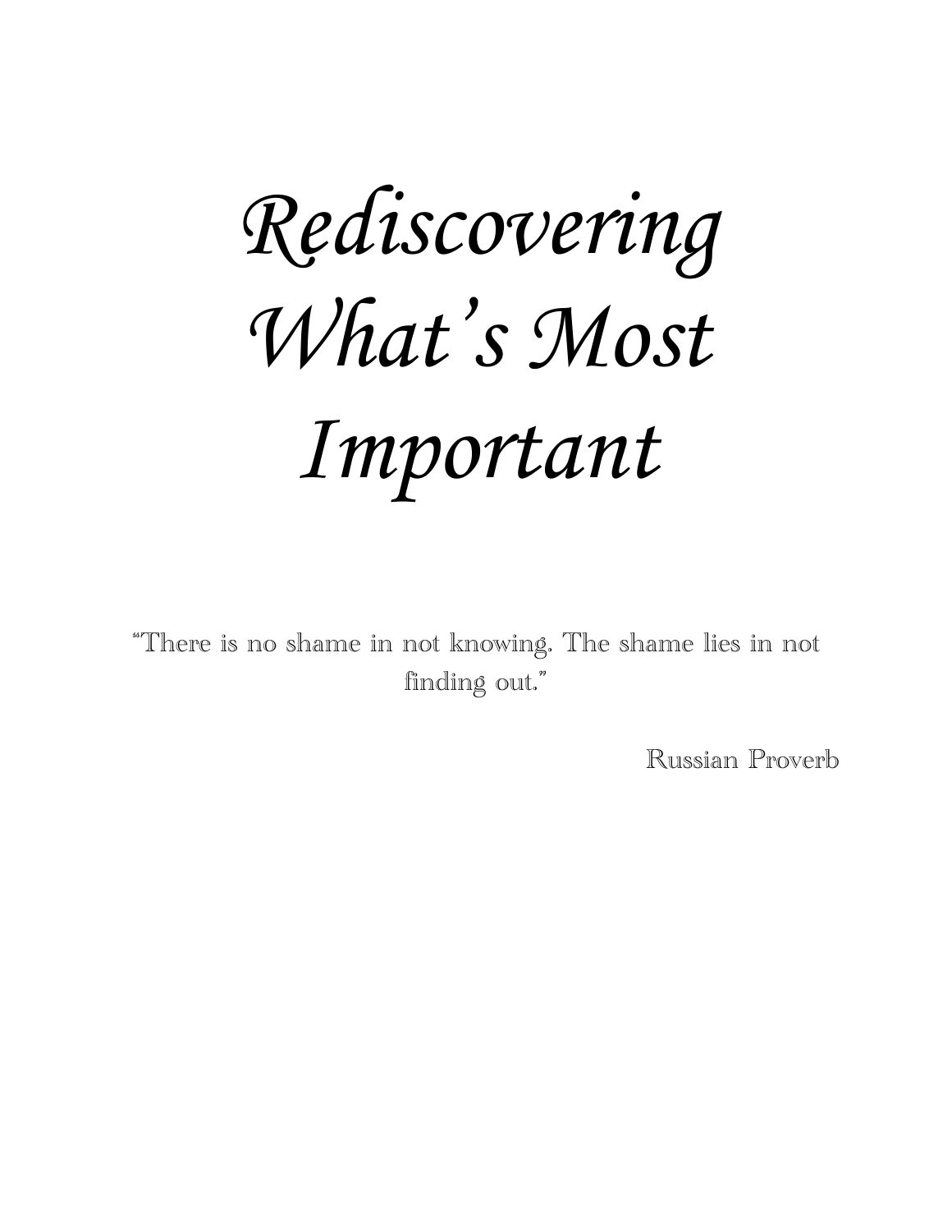# *Rediscovering What's Most Important*

"There is no shame in not knowing. The shame lies in not finding out."

Russian Proverb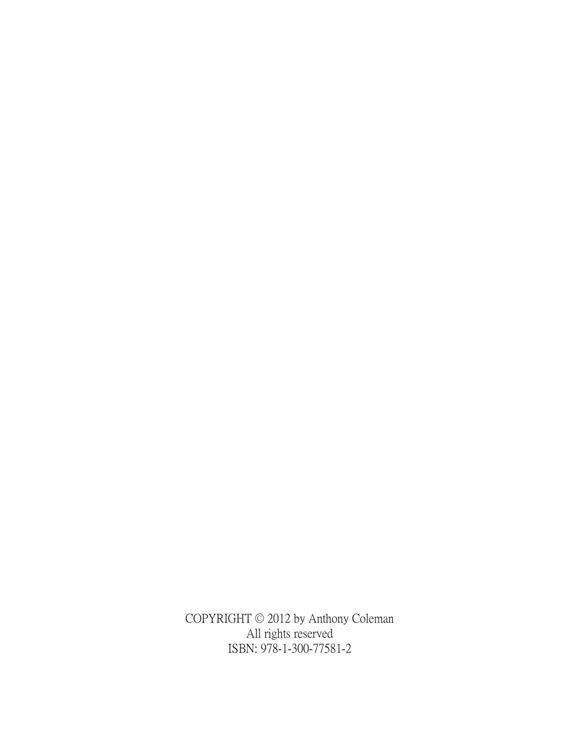COPYRIGHT © 2012 by Anthony Coleman
All rights reserved
ISBN: 978-1-300-77581-2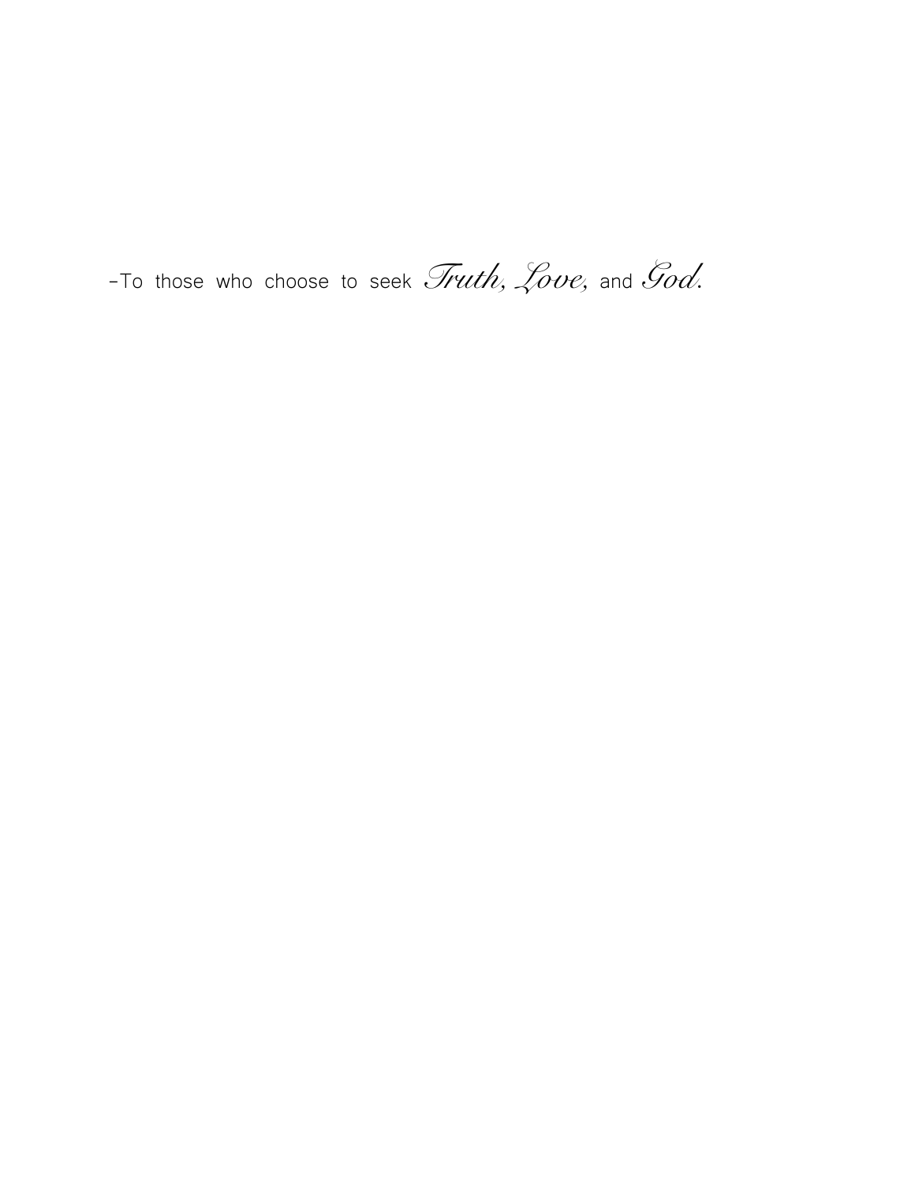-To those who choose to seek *Truth, Love,* and *God.*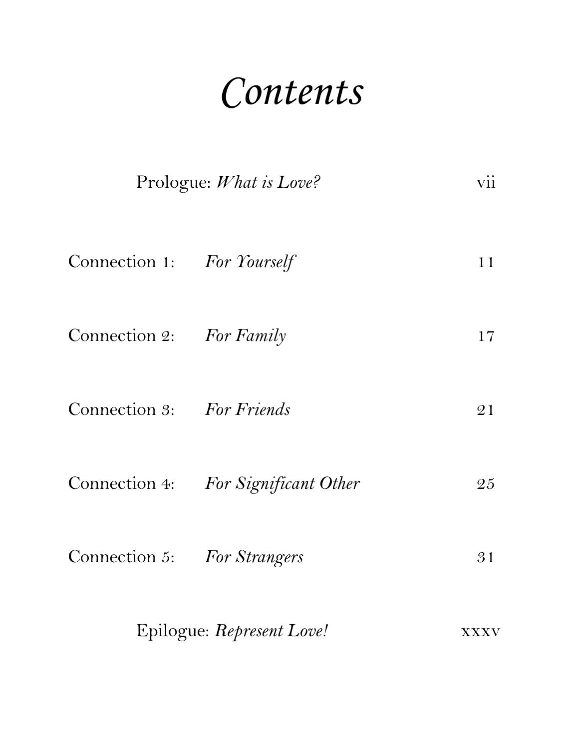# *Contents*

Prologue: *What is Love?* vii

Connection 1: *For Yourself* 11

Connection 2: *For Family* 17

Connection 3: *For Friends* 21

Connection 4: *For Significant Other* 25

Connection 5: *For Strangers* 31

Epilogue: *Represent Love!* xxxv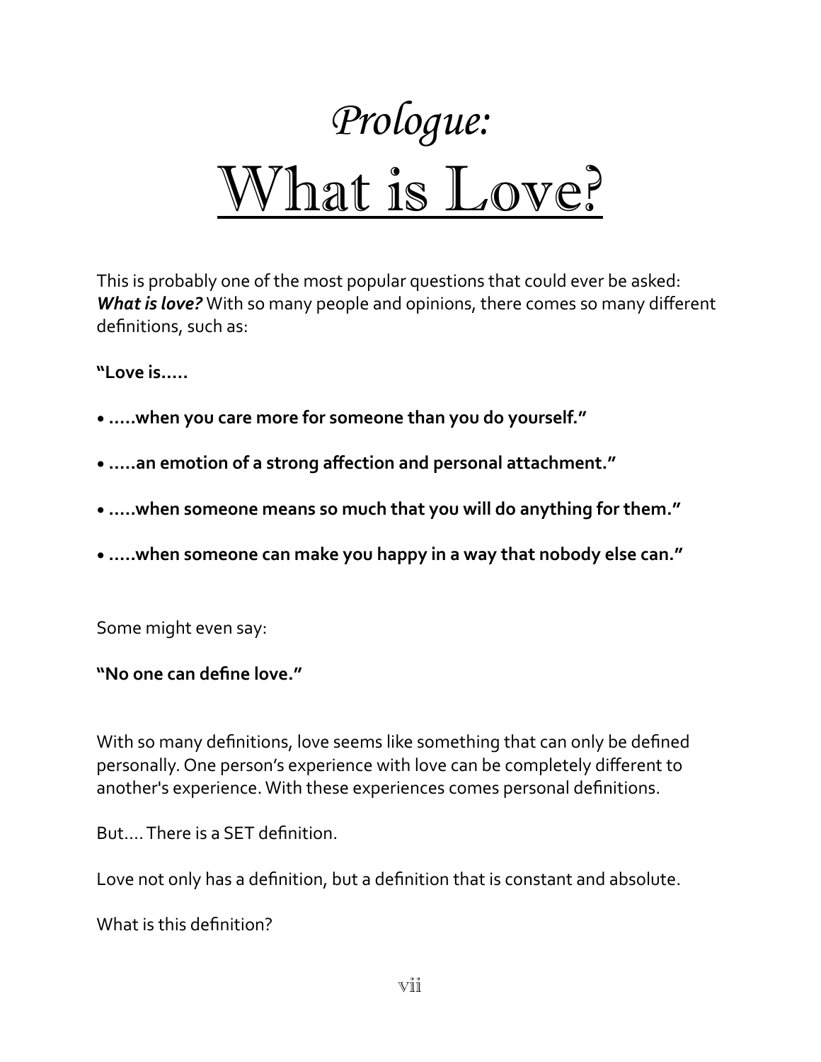# *Prologue:*
# What is Love?

This is probably one of the most popular questions that could ever be asked: ***What is love?*** With so many people and opinions, there comes so many different definitions, such as:

**"Love is.....**

- **.....when you care more for someone than you do yourself."**
- **.....an emotion of a strong affection and personal attachment."**
- **.....when someone means so much that you will do anything for them."**
- **.....when someone can make you happy in a way that nobody else can."**

Some might even say:

**"No one can define love."**

With so many definitions, love seems like something that can only be defined personally. One person's experience with love can be completely different to another's experience. With these experiences comes personal definitions.

But…. There is a SET definition.

Love not only has a definition, but a definition that is constant and absolute.

What is this definition?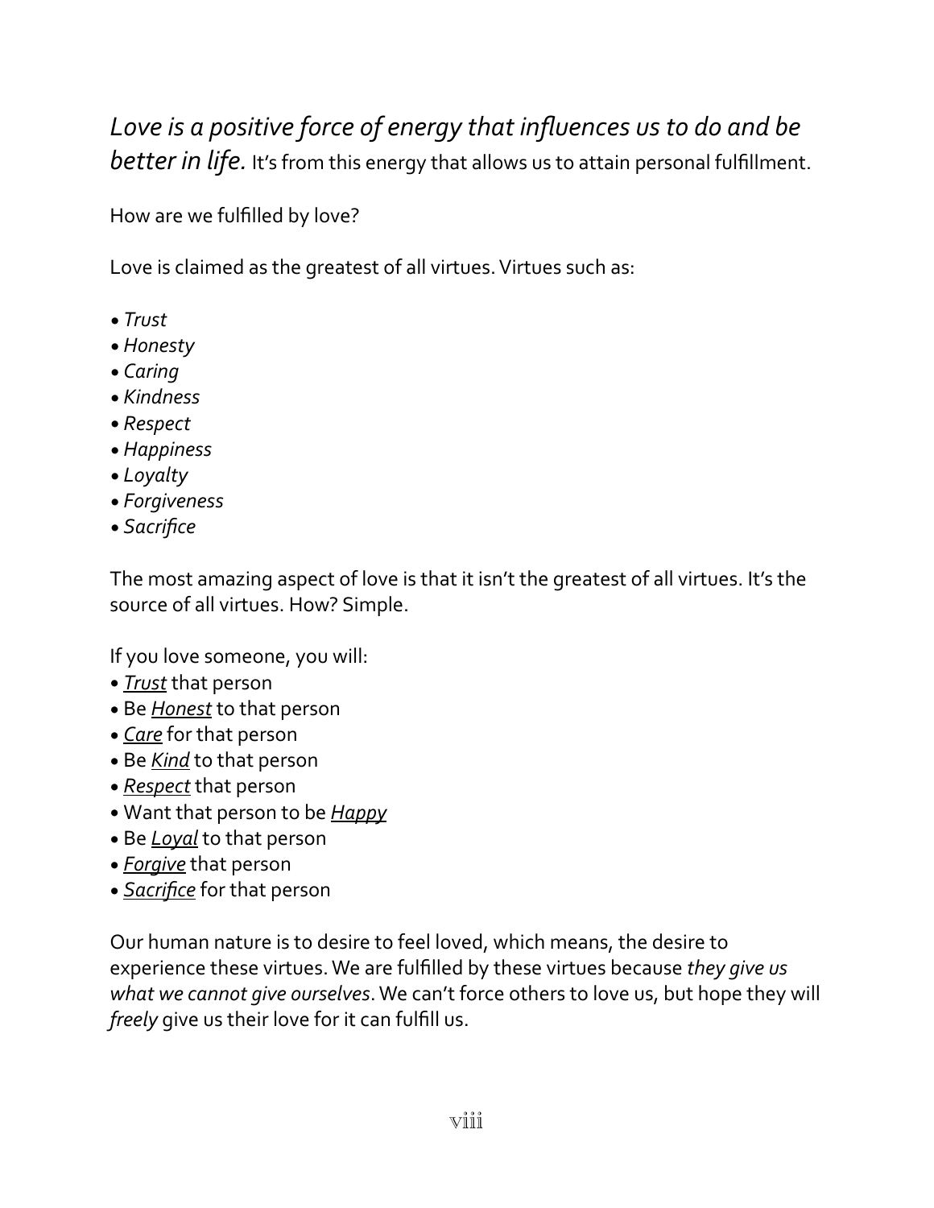*Love is a positive force of energy that influences us to do and be better in life.* It's from this energy that allows us to attain personal fulfillment.

How are we fulfilled by love?

Love is claimed as the greatest of all virtues. Virtues such as:

- *Trust*
- *Honesty*
- *Caring*
- *Kindness*
- *Respect*
- *Happiness*
- *Loyalty*
- *Forgiveness*
- *Sacrifice*

The most amazing aspect of love is that it isn't the greatest of all virtues. It's the source of all virtues. How? Simple.

If you love someone, you will:

- ***Trust*** that person
- Be ***Honest*** to that person
- ***Care*** for that person
- Be ***Kind*** to that person
- ***Respect*** that person
- Want that person to be ***Happy***
- Be ***Loyal*** to that person
- ***Forgive*** that person
- ***Sacrifice*** for that person

Our human nature is to desire to feel loved, which means, the desire to experience these virtues. We are fulfilled by these virtues because *they give us what we cannot give ourselves*. We can't force others to love us, but hope they will *freely* give us their love for it can fulfill us.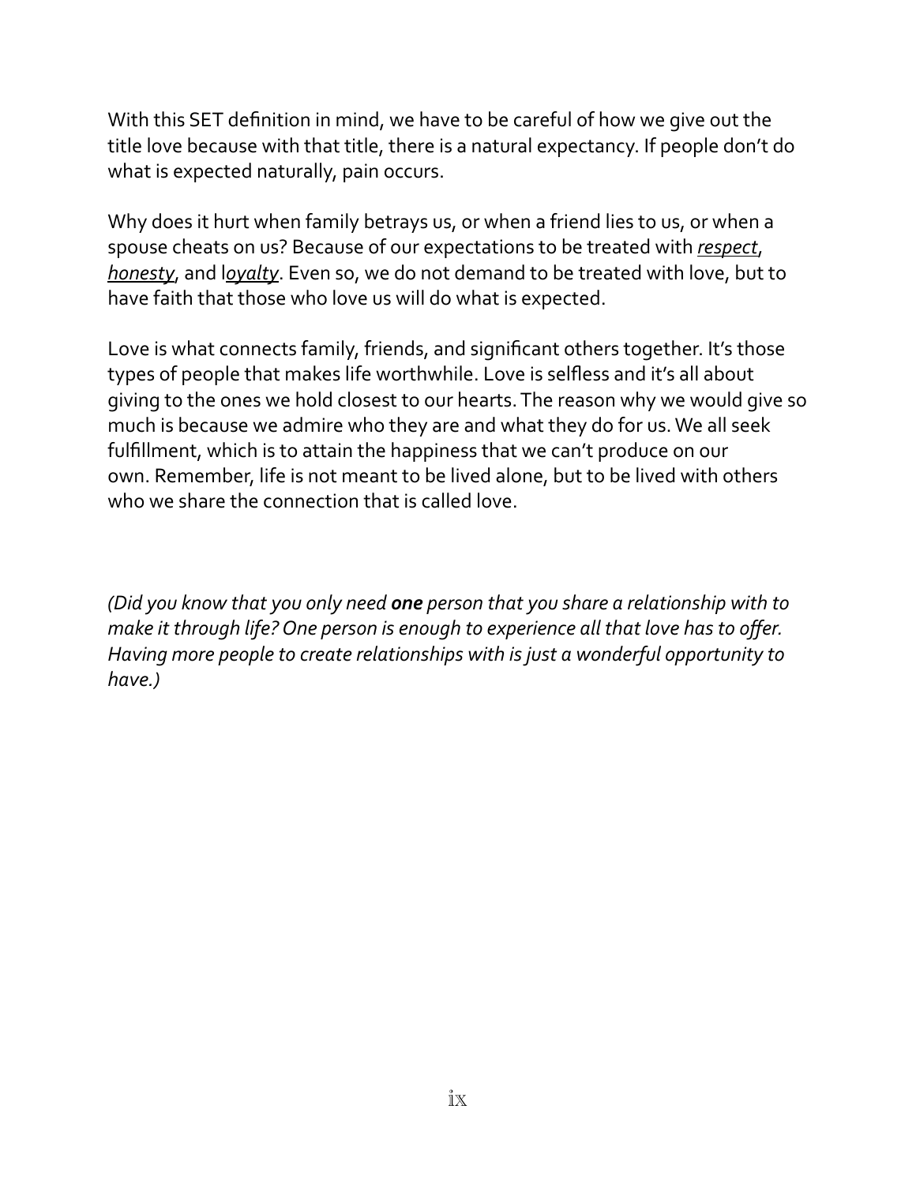With this SET definition in mind, we have to be careful of how we give out the title love because with that title, there is a natural expectancy. If people don't do what is expected naturally, pain occurs.

Why does it hurt when family betrays us, or when a friend lies to us, or when a spouse cheats on us? Because of our expectations to be treated with <u>*respect*</u>, <u>*honesty*</u>, and l<u>*oyalty*</u>. Even so, we do not demand to be treated with love, but to have faith that those who love us will do what is expected.

Love is what connects family, friends, and significant others together. It's those types of people that makes life worthwhile. Love is selfless and it's all about giving to the ones we hold closest to our hearts. The reason why we would give so much is because we admire who they are and what they do for us. We all seek fulfillment, which is to attain the happiness that we can't produce on our own. Remember, life is not meant to be lived alone, but to be lived with others who we share the connection that is called love.

*(Did you know that you only need* ***one*** *person that you share a relationship with to make it through life? One person is enough to experience all that love has to offer. Having more people to create relationships with is just a wonderful opportunity to have.)*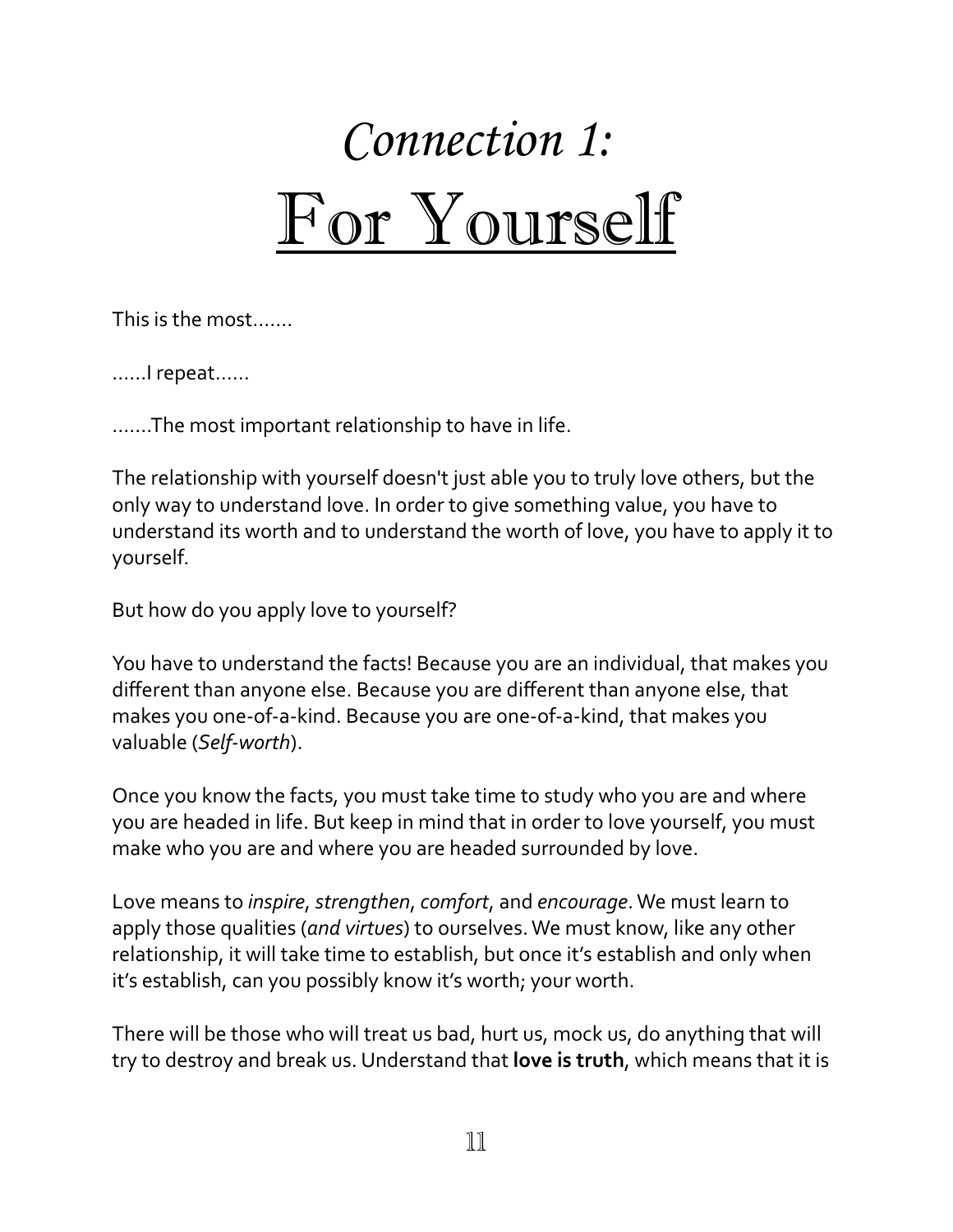# *Connection 1:* For Yourself

This is the most.......

......I repeat......

.......The most important relationship to have in life.

The relationship with yourself doesn't just able you to truly love others, but the only way to understand love. In order to give something value, you have to understand its worth and to understand the worth of love, you have to apply it to yourself.

But how do you apply love to yourself?

You have to understand the facts! Because you are an individual, that makes you different than anyone else. Because you are different than anyone else, that makes you one-of-a-kind. Because you are one-of-a-kind, that makes you valuable (*Self-worth*).

Once you know the facts, you must take time to study who you are and where you are headed in life. But keep in mind that in order to love yourself, you must make who you are and where you are headed surrounded by love.

Love means to *inspire*, *strengthen*, *comfort*, and *encourage*. We must learn to apply those qualities (*and virtues*) to ourselves. We must know, like any other relationship, it will take time to establish, but once it's establish and only when it's establish, can you possibly know it's worth; your worth.

There will be those who will treat us bad, hurt us, mock us, do anything that will try to destroy and break us. Understand that **love is truth**, which means that it is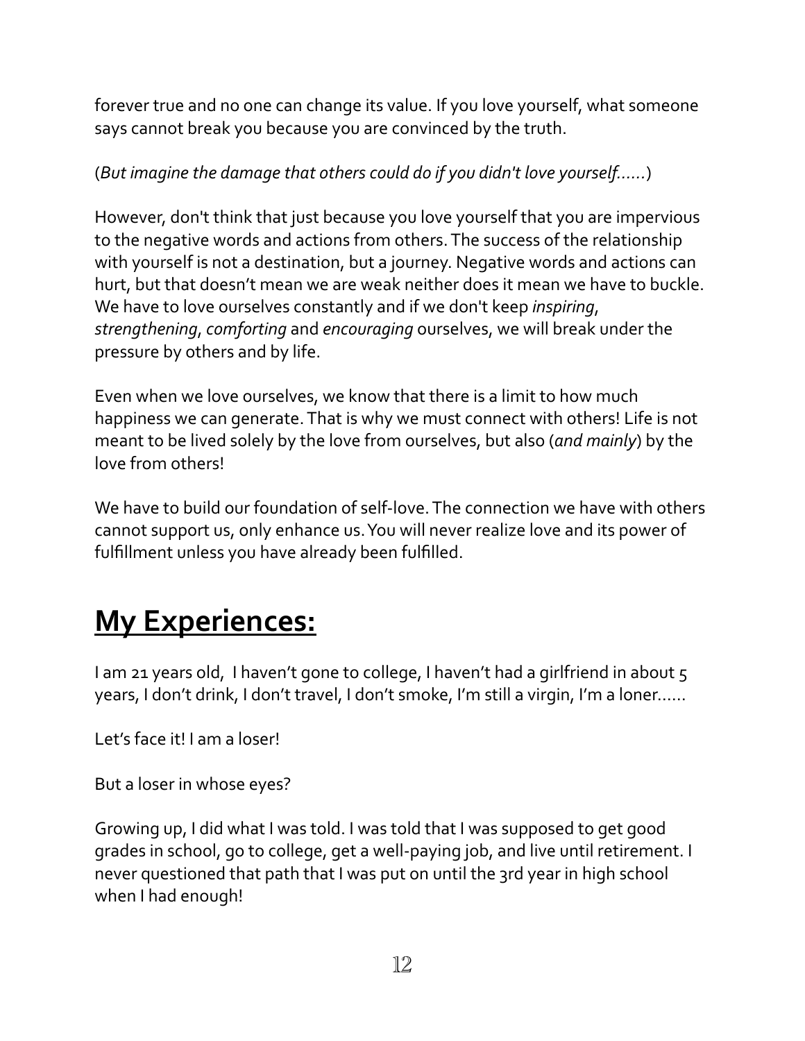forever true and no one can change its value. If you love yourself, what someone says cannot break you because you are convinced by the truth.

(*But imagine the damage that others could do if you didn't love yourself……*)

However, don't think that just because you love yourself that you are impervious to the negative words and actions from others. The success of the relationship with yourself is not a destination, but a journey. Negative words and actions can hurt, but that doesn't mean we are weak neither does it mean we have to buckle. We have to love ourselves constantly and if we don't keep *inspiring*, *strengthening*, *comforting* and *encouraging* ourselves, we will break under the pressure by others and by life.

Even when we love ourselves, we know that there is a limit to how much happiness we can generate. That is why we must connect with others! Life is not meant to be lived solely by the love from ourselves, but also (*and mainly*) by the love from others!

We have to build our foundation of self-love. The connection we have with others cannot support us, only enhance us. You will never realize love and its power of fulfillment unless you have already been fulfilled.

## **My Experiences:**

I am 21 years old,  I haven't gone to college, I haven't had a girlfriend in about 5 years, I don't drink, I don't travel, I don't smoke, I'm still a virgin, I'm a loner……

Let's face it! I am a loser!

But a loser in whose eyes?

Growing up, I did what I was told. I was told that I was supposed to get good grades in school, go to college, get a well-paying job, and live until retirement. I never questioned that path that I was put on until the 3rd year in high school when I had enough!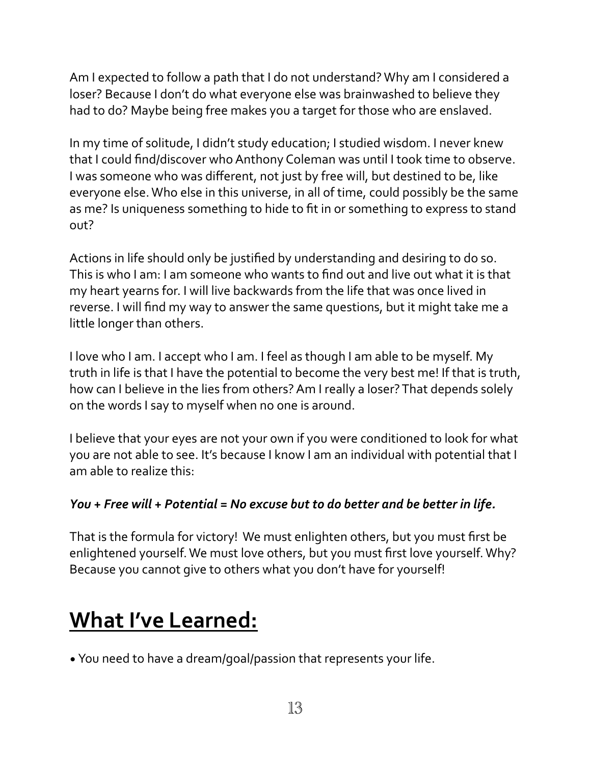Am I expected to follow a path that I do not understand? Why am I considered a loser? Because I don't do what everyone else was brainwashed to believe they had to do? Maybe being free makes you a target for those who are enslaved.

In my time of solitude, I didn't study education; I studied wisdom. I never knew that I could find/discover who Anthony Coleman was until I took time to observe. I was someone who was different, not just by free will, but destined to be, like everyone else. Who else in this universe, in all of time, could possibly be the same as me? Is uniqueness something to hide to fit in or something to express to stand out?

Actions in life should only be justified by understanding and desiring to do so. This is who I am: I am someone who wants to find out and live out what it is that my heart yearns for. I will live backwards from the life that was once lived in reverse. I will find my way to answer the same questions, but it might take me a little longer than others.

I love who I am. I accept who I am. I feel as though I am able to be myself. My truth in life is that I have the potential to become the very best me! If that is truth, how can I believe in the lies from others? Am I really a loser? That depends solely on the words I say to myself when no one is around.

I believe that your eyes are not your own if you were conditioned to look for what you are not able to see. It's because I know I am an individual with potential that I am able to realize this:

***You + Free will + Potential = No excuse but to do better and be better in life.***

That is the formula for victory! We must enlighten others, but you must first be enlightened yourself. We must love others, but you must first love yourself. Why? Because you cannot give to others what you don't have for yourself!

## What I've Learned:

- You need to have a dream/goal/passion that represents your life.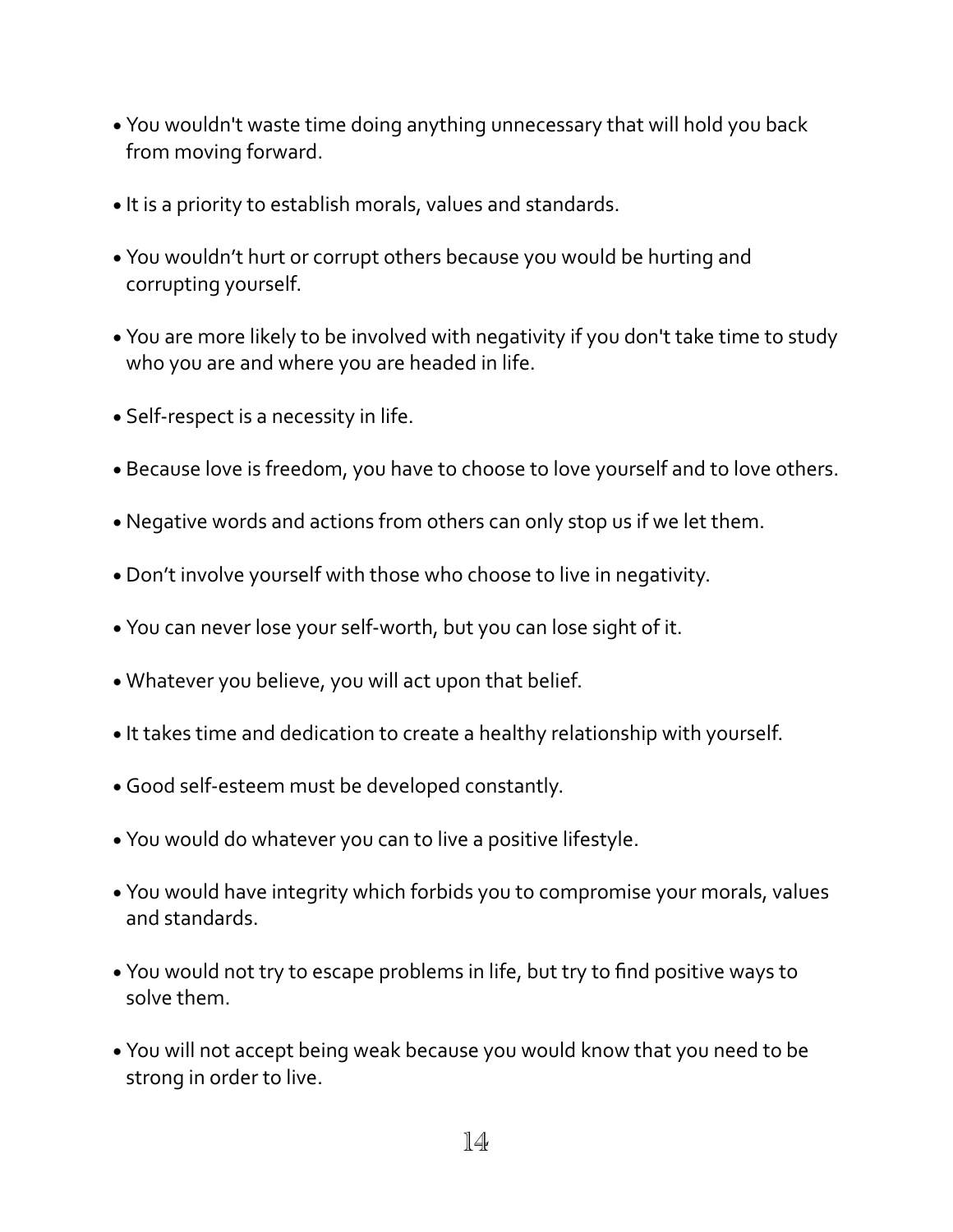- You wouldn't waste time doing anything unnecessary that will hold you back from moving forward.
- It is a priority to establish morals, values and standards.
- You wouldn't hurt or corrupt others because you would be hurting and corrupting yourself.
- You are more likely to be involved with negativity if you don't take time to study who you are and where you are headed in life.
- Self-respect is a necessity in life.
- Because love is freedom, you have to choose to love yourself and to love others.
- Negative words and actions from others can only stop us if we let them.
- Don't involve yourself with those who choose to live in negativity.
- You can never lose your self-worth, but you can lose sight of it.
- Whatever you believe, you will act upon that belief.
- It takes time and dedication to create a healthy relationship with yourself.
- Good self-esteem must be developed constantly.
- You would do whatever you can to live a positive lifestyle.
- You would have integrity which forbids you to compromise your morals, values and standards.
- You would not try to escape problems in life, but try to find positive ways to solve them.
- You will not accept being weak because you would know that you need to be strong in order to live.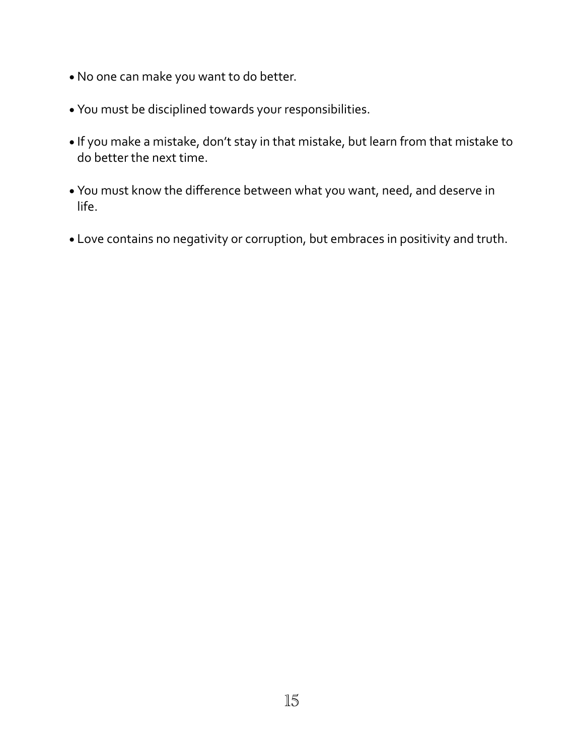- No one can make you want to do better.

- You must be disciplined towards your responsibilities.

- If you make a mistake, don't stay in that mistake, but learn from that mistake to do better the next time.

- You must know the difference between what you want, need, and deserve in life.

- Love contains no negativity or corruption, but embraces in positivity and truth.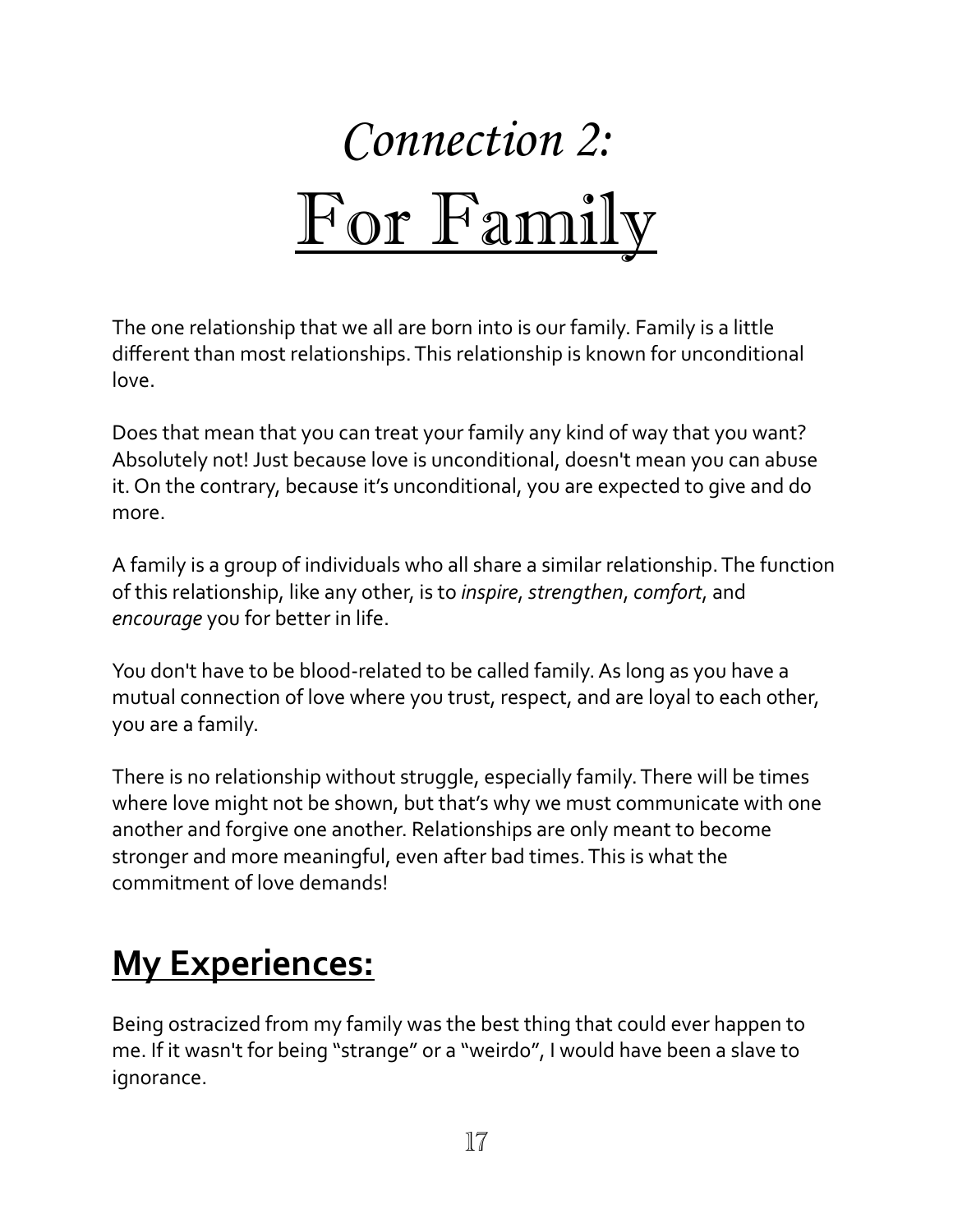# *Connection 2:* For Family

The one relationship that we all are born into is our family. Family is a little different than most relationships. This relationship is known for unconditional love.

Does that mean that you can treat your family any kind of way that you want? Absolutely not! Just because love is unconditional, doesn't mean you can abuse it. On the contrary, because it's unconditional, you are expected to give and do more.

A family is a group of individuals who all share a similar relationship. The function of this relationship, like any other, is to *inspire*, *strengthen*, *comfort*, and *encourage* you for better in life.

You don't have to be blood-related to be called family. As long as you have a mutual connection of love where you trust, respect, and are loyal to each other, you are a family.

There is no relationship without struggle, especially family. There will be times where love might not be shown, but that's why we must communicate with one another and forgive one another. Relationships are only meant to become stronger and more meaningful, even after bad times. This is what the commitment of love demands!

## **My Experiences:**

Being ostracized from my family was the best thing that could ever happen to me. If it wasn't for being "strange" or a "weirdo", I would have been a slave to ignorance.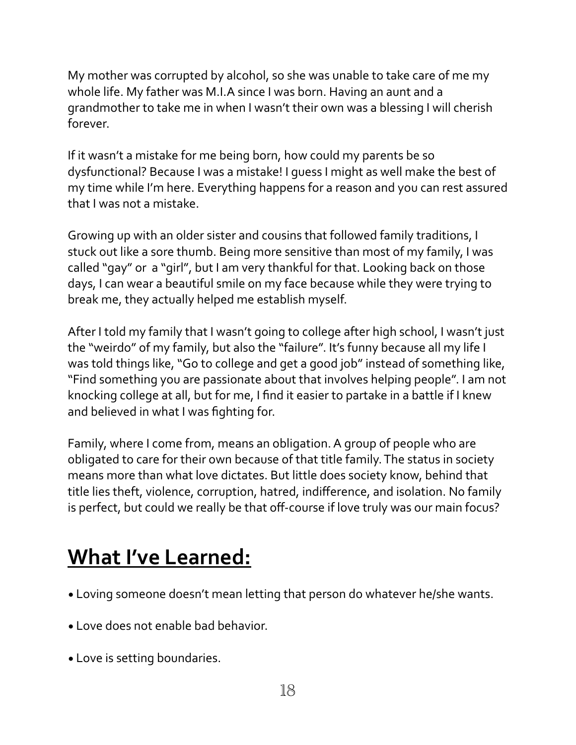My mother was corrupted by alcohol, so she was unable to take care of me my whole life. My father was M.I.A since I was born. Having an aunt and a grandmother to take me in when I wasn't their own was a blessing I will cherish forever.

If it wasn't a mistake for me being born, how could my parents be so dysfunctional? Because I was a mistake! I guess I might as well make the best of my time while I'm here. Everything happens for a reason and you can rest assured that I was not a mistake.

Growing up with an older sister and cousins that followed family traditions, I stuck out like a sore thumb. Being more sensitive than most of my family, I was called "gay" or a "girl", but I am very thankful for that. Looking back on those days, I can wear a beautiful smile on my face because while they were trying to break me, they actually helped me establish myself.

After I told my family that I wasn't going to college after high school, I wasn't just the "weirdo" of my family, but also the "failure". It's funny because all my life I was told things like, "Go to college and get a good job" instead of something like, "Find something you are passionate about that involves helping people". I am not knocking college at all, but for me, I find it easier to partake in a battle if I knew and believed in what I was fighting for.

Family, where I come from, means an obligation. A group of people who are obligated to care for their own because of that title family. The status in society means more than what love dictates. But little does society know, behind that title lies theft, violence, corruption, hatred, indifference, and isolation. No family is perfect, but could we really be that off-course if love truly was our main focus?

## **What I've Learned:**

- Loving someone doesn't mean letting that person do whatever he/she wants.
- Love does not enable bad behavior.
- Love is setting boundaries.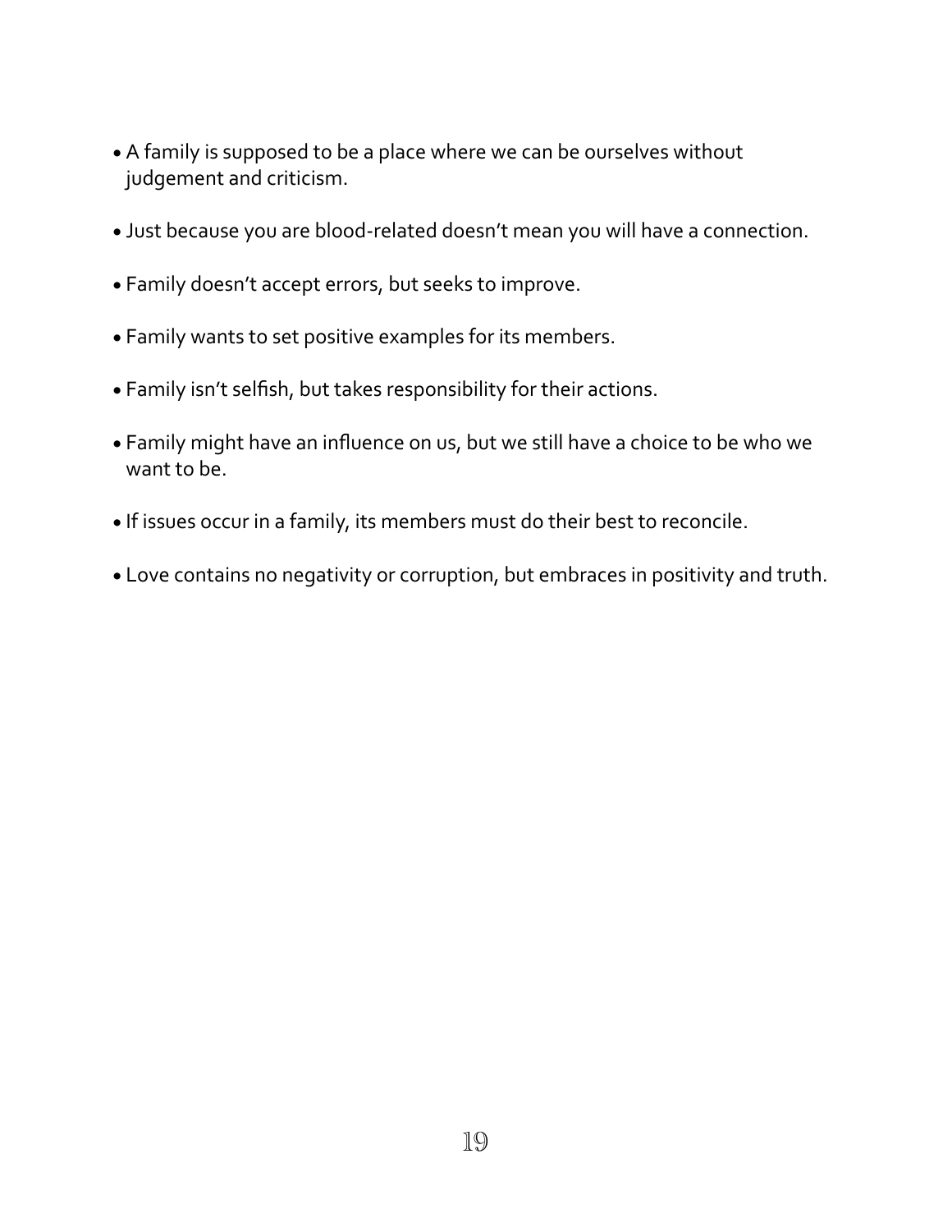- A family is supposed to be a place where we can be ourselves without judgement and criticism.

- Just because you are blood-related doesn't mean you will have a connection.

- Family doesn't accept errors, but seeks to improve.

- Family wants to set positive examples for its members.

- Family isn't selfish, but takes responsibility for their actions.

- Family might have an influence on us, but we still have a choice to be who we want to be.

- If issues occur in a family, its members must do their best to reconcile.

- Love contains no negativity or corruption, but embraces in positivity and truth.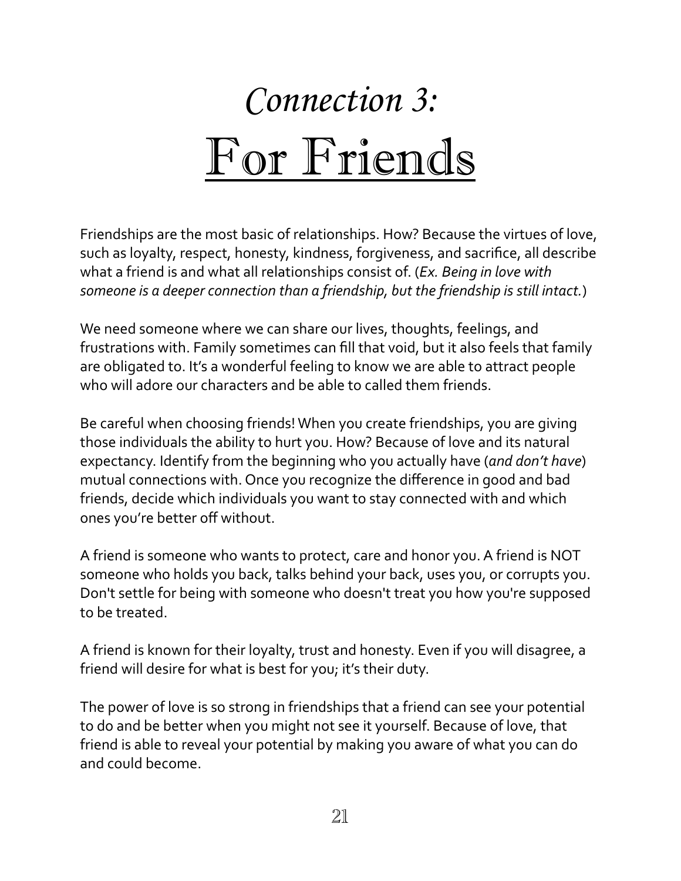# *Connection 3:* For Friends

Friendships are the most basic of relationships. How? Because the virtues of love, such as loyalty, respect, honesty, kindness, forgiveness, and sacrifice, all describe what a friend is and what all relationships consist of. (*Ex. Being in love with someone is a deeper connection than a friendship, but the friendship is still intact.*)

We need someone where we can share our lives, thoughts, feelings, and frustrations with. Family sometimes can fill that void, but it also feels that family are obligated to. It's a wonderful feeling to know we are able to attract people who will adore our characters and be able to called them friends.

Be careful when choosing friends! When you create friendships, you are giving those individuals the ability to hurt you. How? Because of love and its natural expectancy. Identify from the beginning who you actually have (*and don't have*) mutual connections with. Once you recognize the difference in good and bad friends, decide which individuals you want to stay connected with and which ones you're better off without.

A friend is someone who wants to protect, care and honor you. A friend is NOT someone who holds you back, talks behind your back, uses you, or corrupts you. Don't settle for being with someone who doesn't treat you how you're supposed to be treated.

A friend is known for their loyalty, trust and honesty. Even if you will disagree, a friend will desire for what is best for you; it's their duty.

The power of love is so strong in friendships that a friend can see your potential to do and be better when you might not see it yourself. Because of love, that friend is able to reveal your potential by making you aware of what you can do and could become.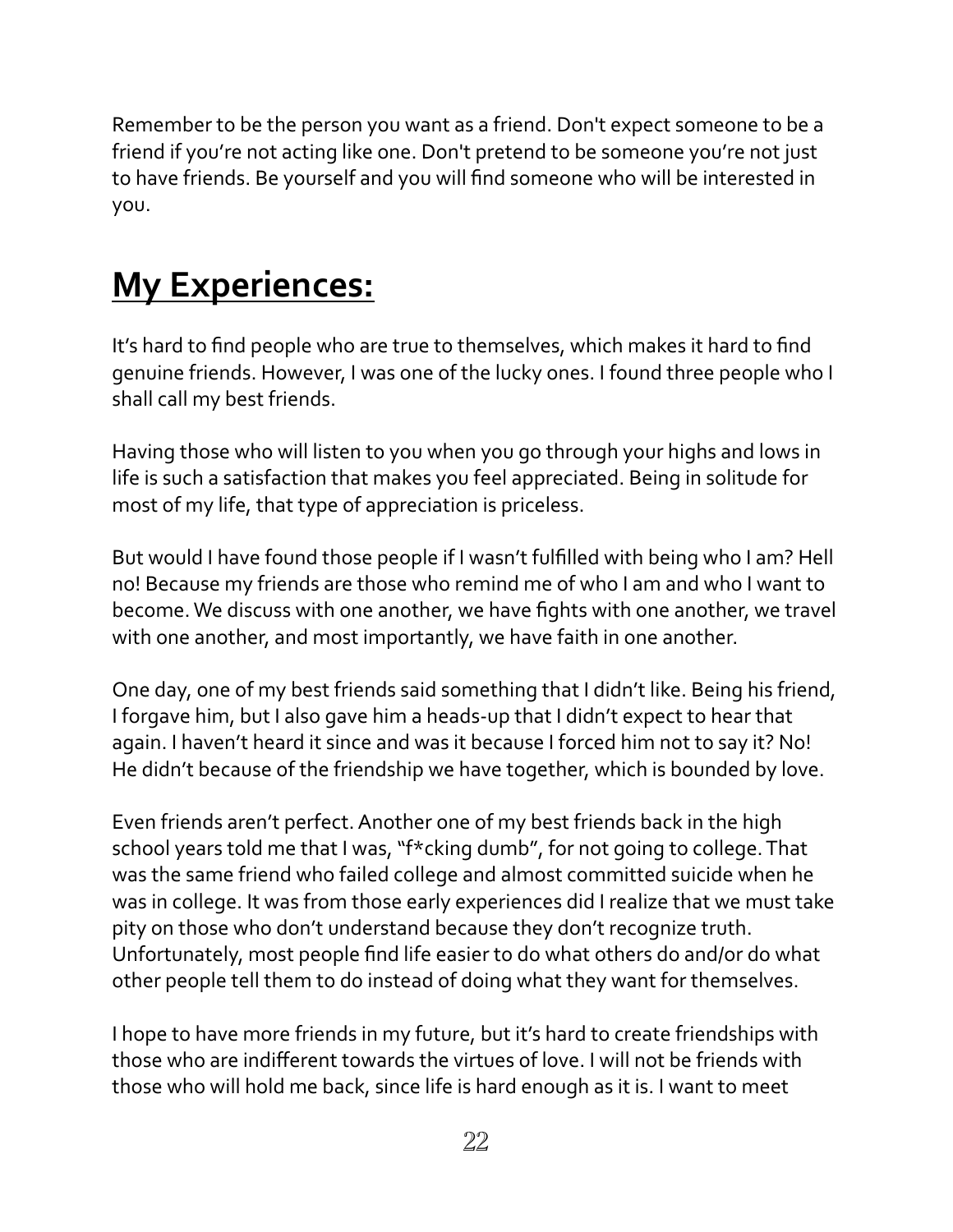Remember to be the person you want as a friend. Don't expect someone to be a friend if you're not acting like one. Don't pretend to be someone you're not just to have friends. Be yourself and you will find someone who will be interested in you.

## **My Experiences:**

It's hard to find people who are true to themselves, which makes it hard to find genuine friends. However, I was one of the lucky ones. I found three people who I shall call my best friends.

Having those who will listen to you when you go through your highs and lows in life is such a satisfaction that makes you feel appreciated. Being in solitude for most of my life, that type of appreciation is priceless.

But would I have found those people if I wasn't fulfilled with being who I am? Hell no! Because my friends are those who remind me of who I am and who I want to become. We discuss with one another, we have fights with one another, we travel with one another, and most importantly, we have faith in one another.

One day, one of my best friends said something that I didn't like. Being his friend, I forgave him, but I also gave him a heads-up that I didn't expect to hear that again. I haven't heard it since and was it because I forced him not to say it? No! He didn't because of the friendship we have together, which is bounded by love.

Even friends aren't perfect. Another one of my best friends back in the high school years told me that I was, "f*cking dumb", for not going to college. That was the same friend who failed college and almost committed suicide when he was in college. It was from those early experiences did I realize that we must take pity on those who don't understand because they don't recognize truth. Unfortunately, most people find life easier to do what others do and/or do what other people tell them to do instead of doing what they want for themselves.

I hope to have more friends in my future, but it's hard to create friendships with those who are indifferent towards the virtues of love. I will not be friends with those who will hold me back, since life is hard enough as it is. I want to meet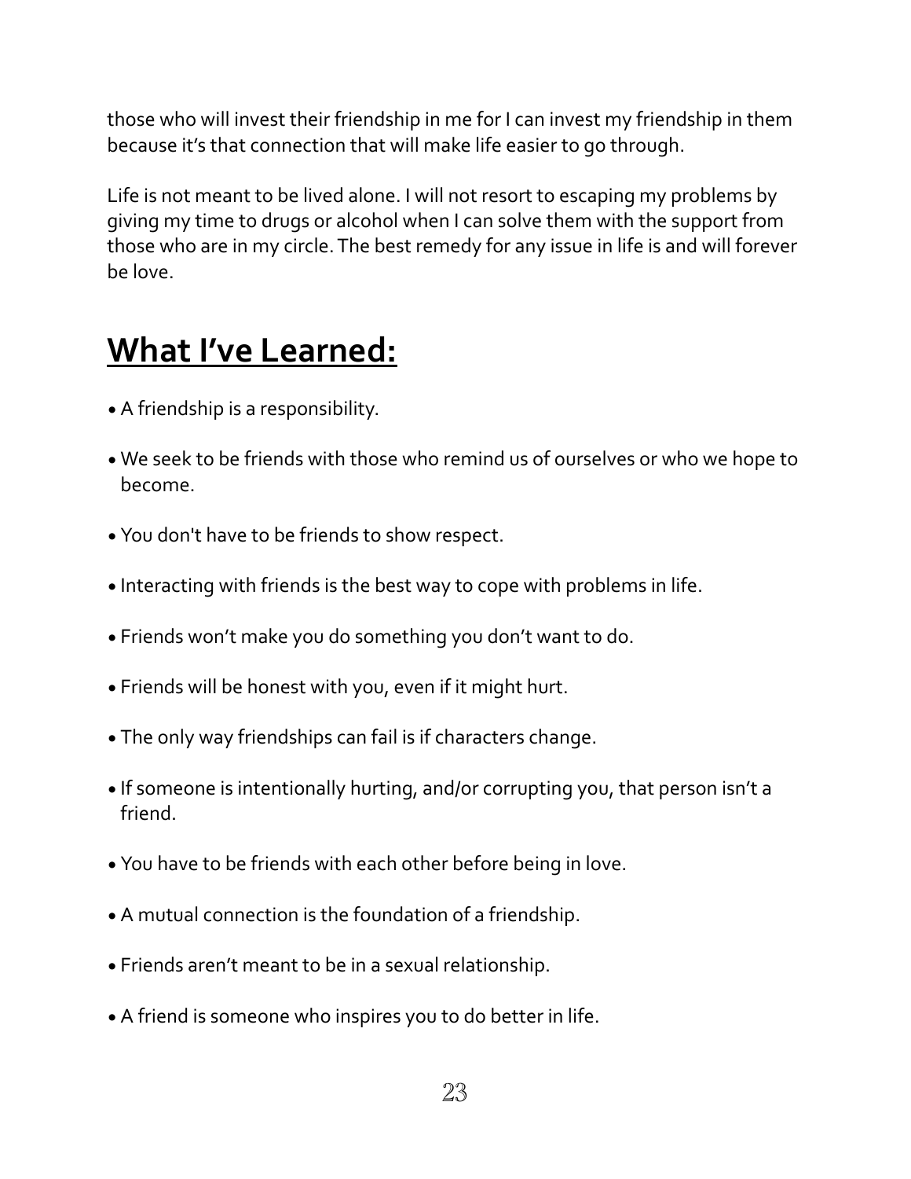those who will invest their friendship in me for I can invest my friendship in them because it's that connection that will make life easier to go through.

Life is not meant to be lived alone. I will not resort to escaping my problems by giving my time to drugs or alcohol when I can solve them with the support from those who are in my circle. The best remedy for any issue in life is and will forever be love.

## What I've Learned:

- A friendship is a responsibility.
- We seek to be friends with those who remind us of ourselves or who we hope to become.
- You don't have to be friends to show respect.
- Interacting with friends is the best way to cope with problems in life.
- Friends won't make you do something you don't want to do.
- Friends will be honest with you, even if it might hurt.
- The only way friendships can fail is if characters change.
- If someone is intentionally hurting, and/or corrupting you, that person isn't a friend.
- You have to be friends with each other before being in love.
- A mutual connection is the foundation of a friendship.
- Friends aren't meant to be in a sexual relationship.
- A friend is someone who inspires you to do better in life.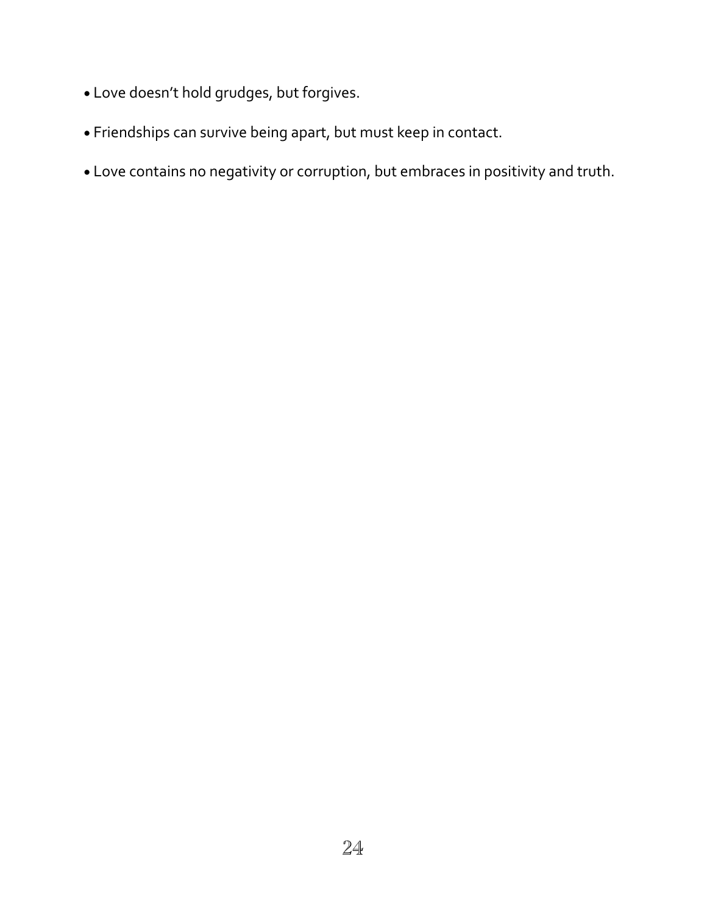- Love doesn’t hold grudges, but forgives.
- Friendships can survive being apart, but must keep in contact.
- Love contains no negativity or corruption, but embraces in positivity and truth.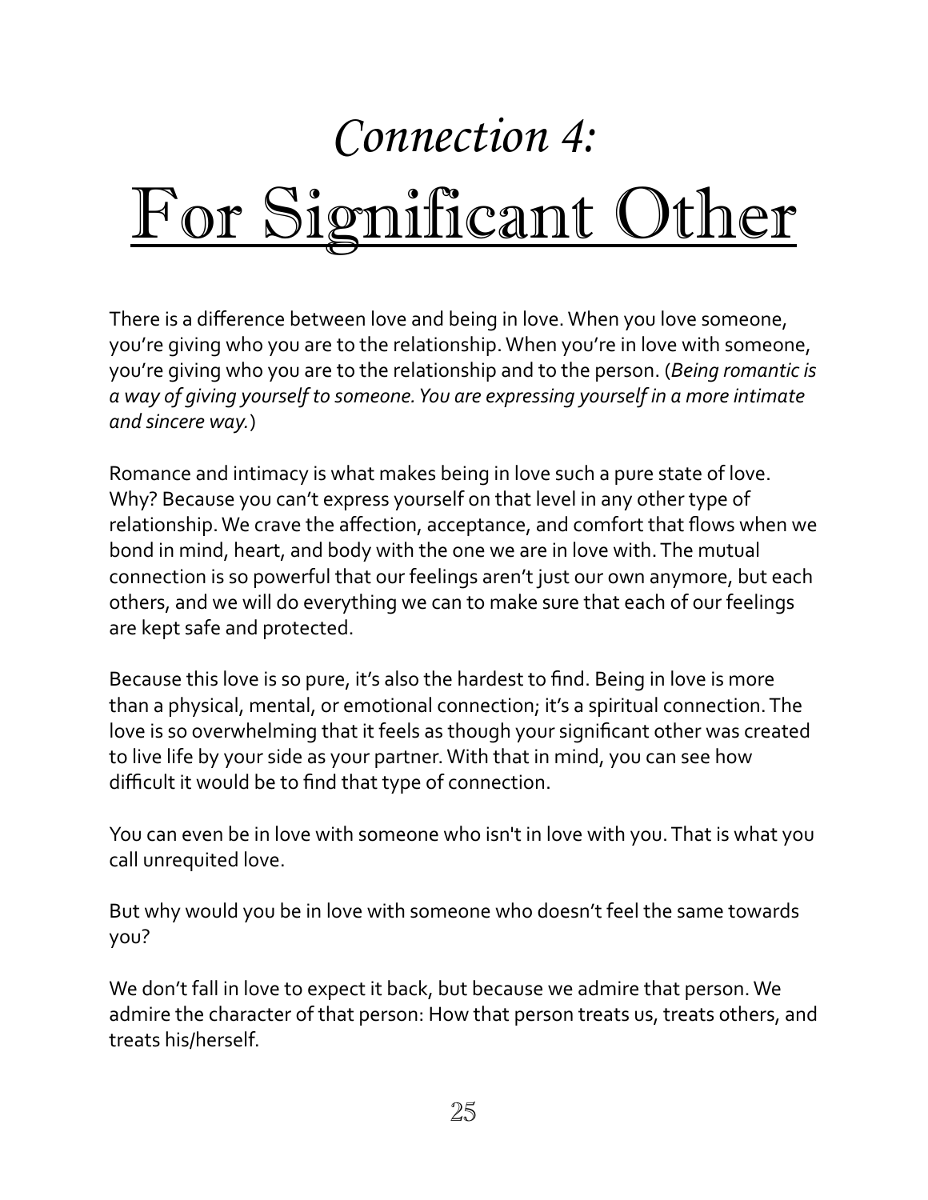# *Connection 4:* For Significant Other

There is a difference between love and being in love. When you love someone, you're giving who you are to the relationship. When you're in love with someone, you're giving who you are to the relationship and to the person. (*Being romantic is a way of giving yourself to someone. You are expressing yourself in a more intimate and sincere way.*)

Romance and intimacy is what makes being in love such a pure state of love. Why? Because you can't express yourself on that level in any other type of relationship. We crave the affection, acceptance, and comfort that flows when we bond in mind, heart, and body with the one we are in love with. The mutual connection is so powerful that our feelings aren't just our own anymore, but each others, and we will do everything we can to make sure that each of our feelings are kept safe and protected.

Because this love is so pure, it's also the hardest to find. Being in love is more than a physical, mental, or emotional connection; it's a spiritual connection. The love is so overwhelming that it feels as though your significant other was created to live life by your side as your partner. With that in mind, you can see how difficult it would be to find that type of connection.

You can even be in love with someone who isn't in love with you. That is what you call unrequited love.

But why would you be in love with someone who doesn't feel the same towards you?

We don't fall in love to expect it back, but because we admire that person. We admire the character of that person: How that person treats us, treats others, and treats his/herself.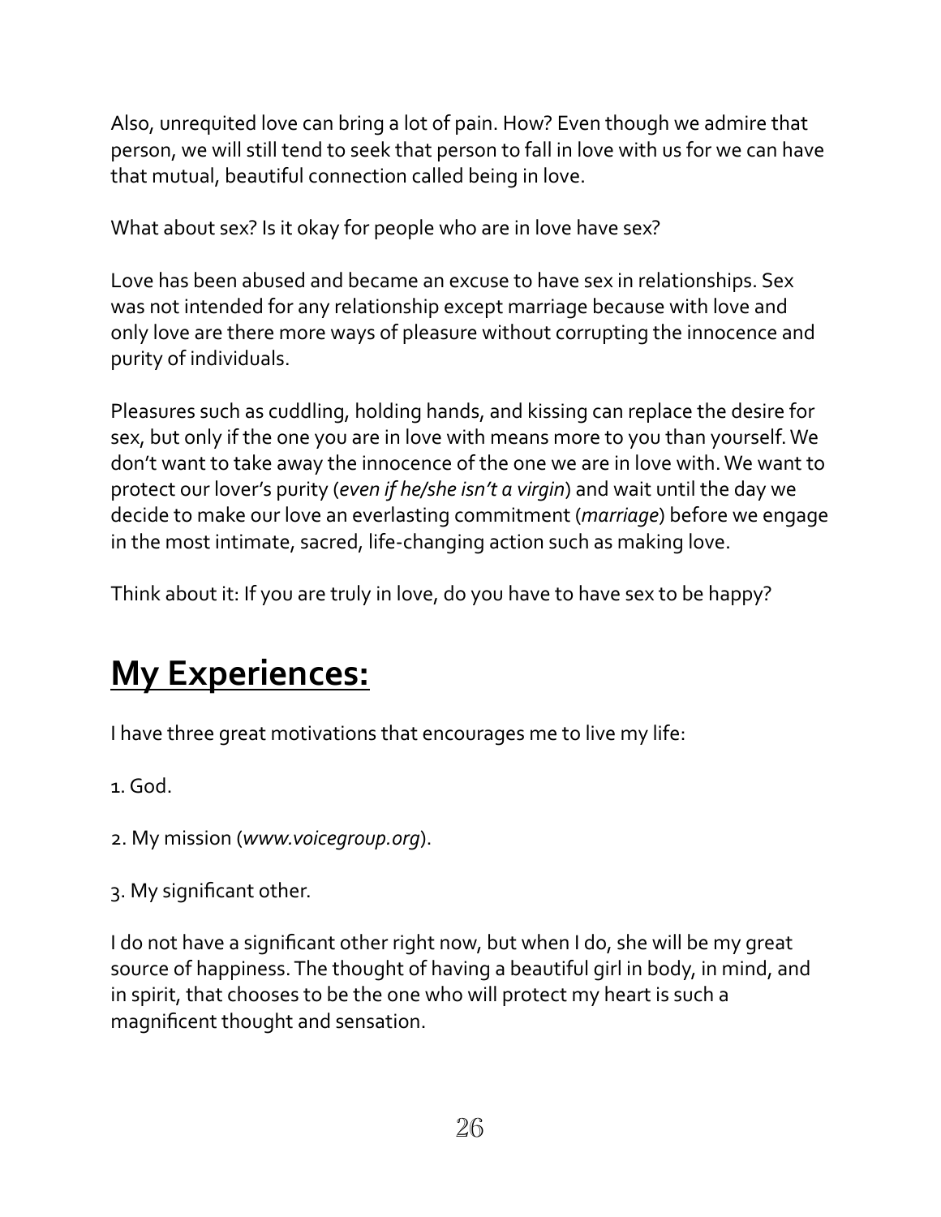Also, unrequited love can bring a lot of pain. How? Even though we admire that person, we will still tend to seek that person to fall in love with us for we can have that mutual, beautiful connection called being in love.

What about sex? Is it okay for people who are in love have sex?

Love has been abused and became an excuse to have sex in relationships. Sex was not intended for any relationship except marriage because with love and only love are there more ways of pleasure without corrupting the innocence and purity of individuals.

Pleasures such as cuddling, holding hands, and kissing can replace the desire for sex, but only if the one you are in love with means more to you than yourself. We don't want to take away the innocence of the one we are in love with. We want to protect our lover's purity (*even if he/she isn't a virgin*) and wait until the day we decide to make our love an everlasting commitment (*marriage*) before we engage in the most intimate, sacred, life-changing action such as making love.

Think about it: If you are truly in love, do you have to have sex to be happy?

## My Experiences:

I have three great motivations that encourages me to live my life:

1. God.

2. My mission (*www.voicegroup.org*).

3. My significant other.

I do not have a significant other right now, but when I do, she will be my great source of happiness. The thought of having a beautiful girl in body, in mind, and in spirit, that chooses to be the one who will protect my heart is such a magnificent thought and sensation.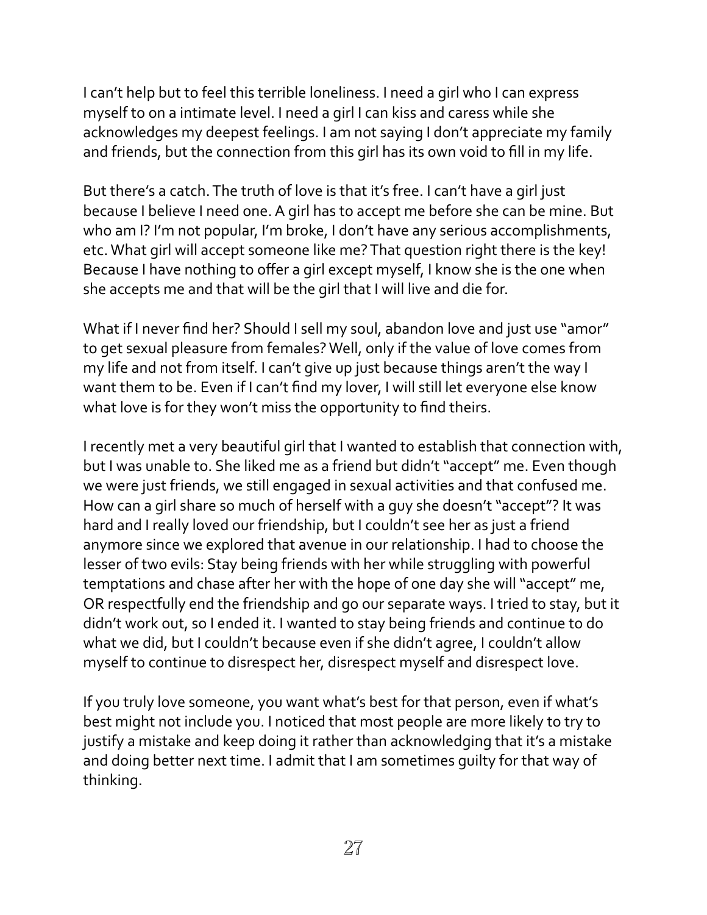I can't help but to feel this terrible loneliness. I need a girl who I can express myself to on a intimate level. I need a girl I can kiss and caress while she acknowledges my deepest feelings. I am not saying I don't appreciate my family and friends, but the connection from this girl has its own void to fill in my life.

But there's a catch. The truth of love is that it's free. I can't have a girl just because I believe I need one. A girl has to accept me before she can be mine. But who am I? I'm not popular, I'm broke, I don't have any serious accomplishments, etc. What girl will accept someone like me? That question right there is the key! Because I have nothing to offer a girl except myself, I know she is the one when she accepts me and that will be the girl that I will live and die for.

What if I never find her? Should I sell my soul, abandon love and just use "amor" to get sexual pleasure from females? Well, only if the value of love comes from my life and not from itself. I can't give up just because things aren't the way I want them to be. Even if I can't find my lover, I will still let everyone else know what love is for they won't miss the opportunity to find theirs.

I recently met a very beautiful girl that I wanted to establish that connection with, but I was unable to. She liked me as a friend but didn't "accept" me. Even though we were just friends, we still engaged in sexual activities and that confused me. How can a girl share so much of herself with a guy she doesn't "accept"? It was hard and I really loved our friendship, but I couldn't see her as just a friend anymore since we explored that avenue in our relationship. I had to choose the lesser of two evils: Stay being friends with her while struggling with powerful temptations and chase after her with the hope of one day she will "accept" me, OR respectfully end the friendship and go our separate ways. I tried to stay, but it didn't work out, so I ended it. I wanted to stay being friends and continue to do what we did, but I couldn't because even if she didn't agree, I couldn't allow myself to continue to disrespect her, disrespect myself and disrespect love.

If you truly love someone, you want what's best for that person, even if what's best might not include you. I noticed that most people are more likely to try to justify a mistake and keep doing it rather than acknowledging that it's a mistake and doing better next time. I admit that I am sometimes guilty for that way of thinking.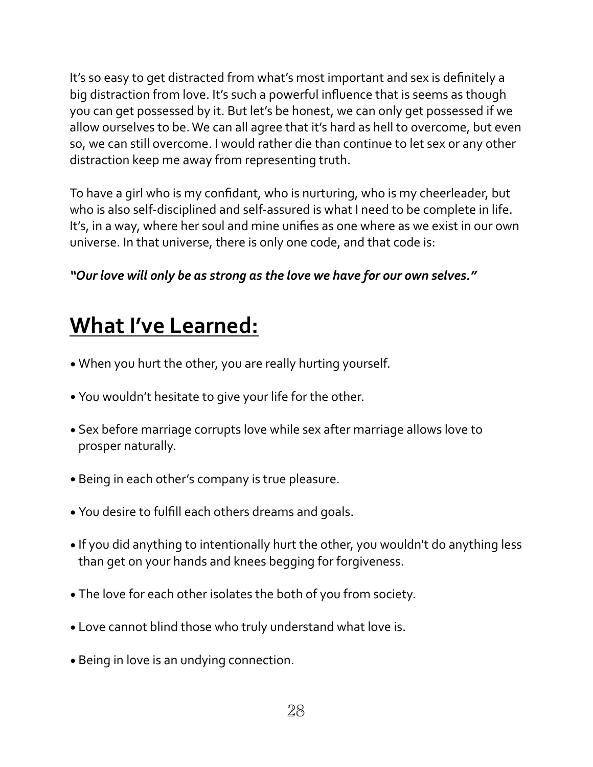It's so easy to get distracted from what's most important and sex is definitely a big distraction from love. It's such a powerful influence that is seems as though you can get possessed by it. But let's be honest, we can only get possessed if we allow ourselves to be. We can all agree that it's hard as hell to overcome, but even so, we can still overcome. I would rather die than continue to let sex or any other distraction keep me away from representing truth.

To have a girl who is my confidant, who is nurturing, who is my cheerleader, but who is also self-disciplined and self-assured is what I need to be complete in life. It's, in a way, where her soul and mine unifies as one where as we exist in our own universe. In that universe, there is only one code, and that code is:

***"Our love will only be as strong as the love we have for our own selves."***

## What I've Learned:

- When you hurt the other, you are really hurting yourself.
- You wouldn't hesitate to give your life for the other.
- Sex before marriage corrupts love while sex after marriage allows love to prosper naturally.
- Being in each other's company is true pleasure.
- You desire to fulfill each others dreams and goals.
- If you did anything to intentionally hurt the other, you wouldn't do anything less than get on your hands and knees begging for forgiveness.
- The love for each other isolates the both of you from society.
- Love cannot blind those who truly understand what love is.
- Being in love is an undying connection.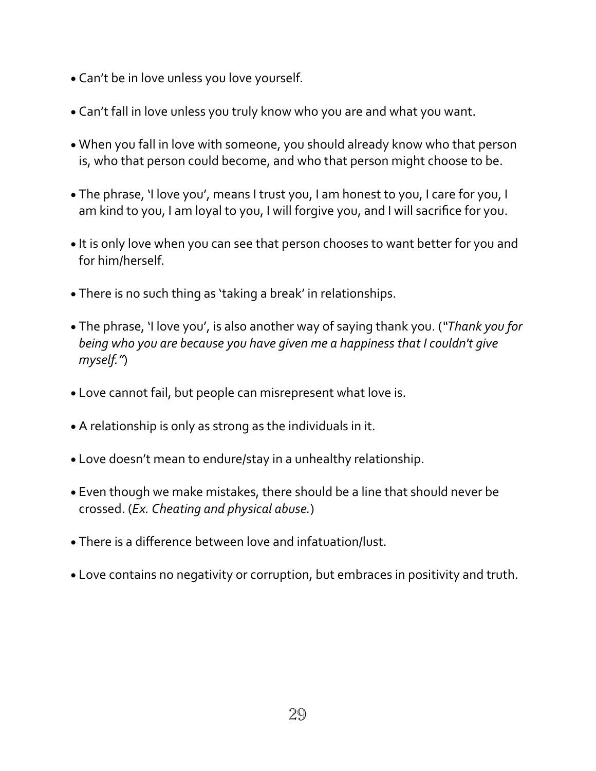- Can't be in love unless you love yourself.

- Can't fall in love unless you truly know who you are and what you want.

- When you fall in love with someone, you should already know who that person is, who that person could become, and who that person might choose to be.

- The phrase, 'I love you', means I trust you, I am honest to you, I care for you, I am kind to you, I am loyal to you, I will forgive you, and I will sacrifice for you.

- It is only love when you can see that person chooses to want better for you and for him/herself.

- There is no such thing as 'taking a break' in relationships.

- The phrase, 'I love you', is also another way of saying thank you. (*"Thank you for being who you are because you have given me a happiness that I couldn't give myself."*)

- Love cannot fail, but people can misrepresent what love is.

- A relationship is only as strong as the individuals in it.

- Love doesn't mean to endure/stay in a unhealthy relationship.

- Even though we make mistakes, there should be a line that should never be crossed. (*Ex. Cheating and physical abuse.*)

- There is a difference between love and infatuation/lust.

- Love contains no negativity or corruption, but embraces in positivity and truth.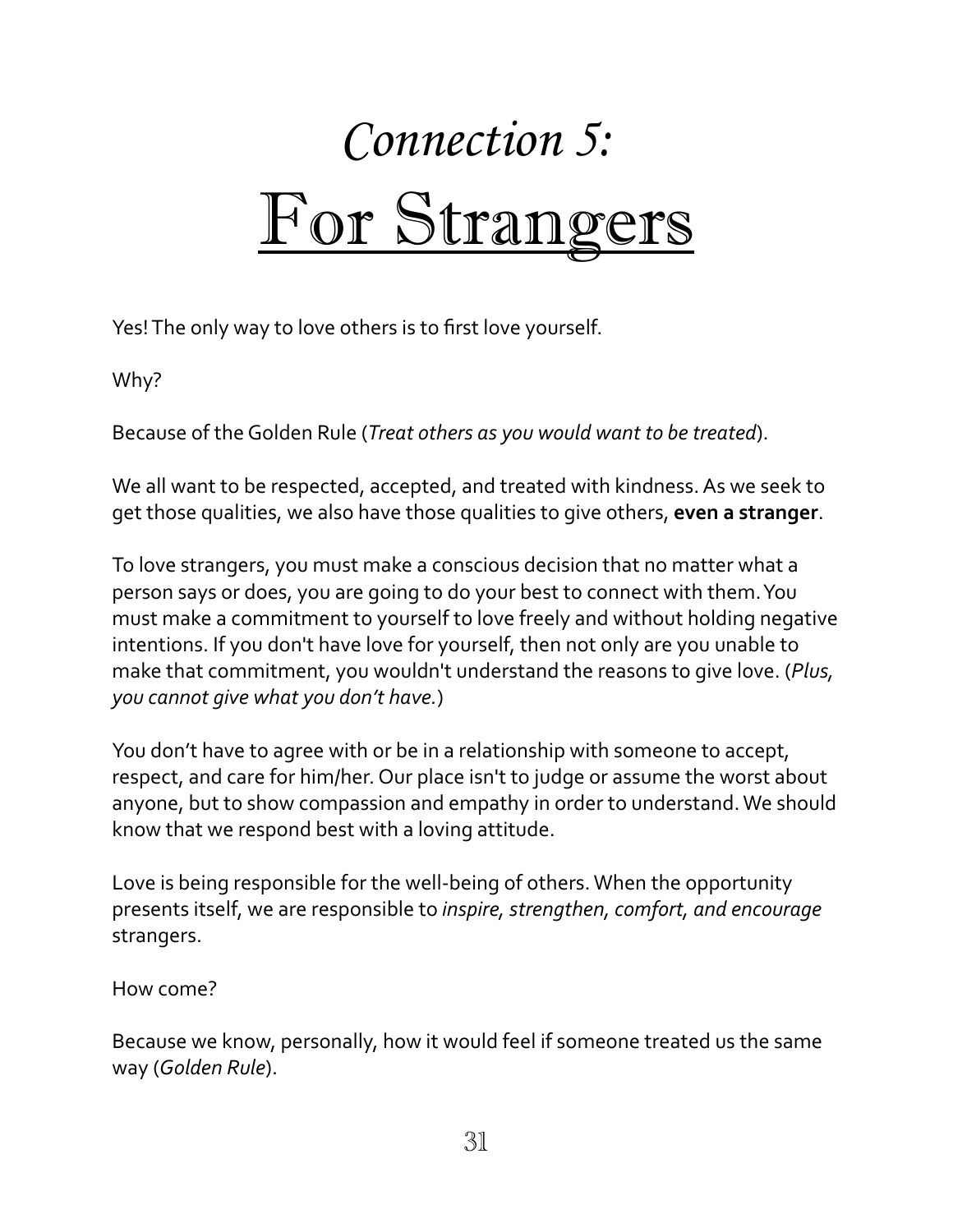# *Connection 5:*
# For Strangers

Yes! The only way to love others is to first love yourself.

Why?

Because of the Golden Rule (*Treat others as you would want to be treated*).

We all want to be respected, accepted, and treated with kindness. As we seek to get those qualities, we also have those qualities to give others, **even a stranger**.

To love strangers, you must make a conscious decision that no matter what a person says or does, you are going to do your best to connect with them. You must make a commitment to yourself to love freely and without holding negative intentions. If you don't have love for yourself, then not only are you unable to make that commitment, you wouldn't understand the reasons to give love. (*Plus, you cannot give what you don't have.*)

You don't have to agree with or be in a relationship with someone to accept, respect, and care for him/her. Our place isn't to judge or assume the worst about anyone, but to show compassion and empathy in order to understand. We should know that we respond best with a loving attitude.

Love is being responsible for the well-being of others. When the opportunity presents itself, we are responsible to *inspire, strengthen, comfort, and encourage* strangers.

How come?

Because we know, personally, how it would feel if someone treated us the same way (*Golden Rule*).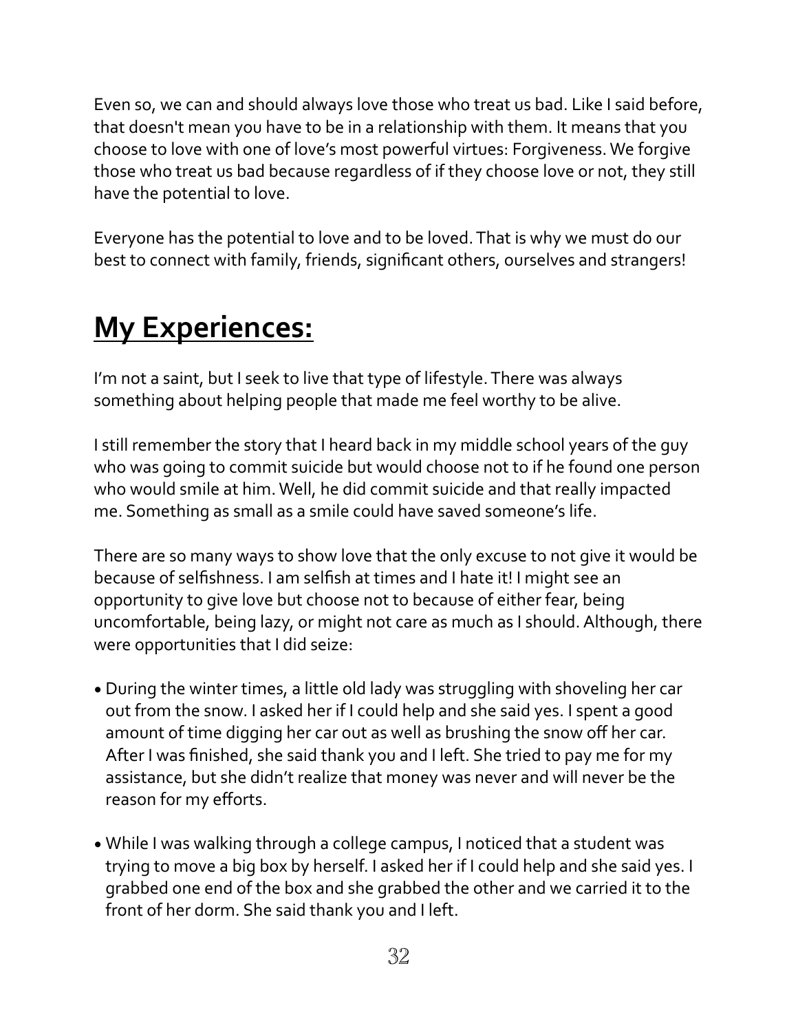Even so, we can and should always love those who treat us bad. Like I said before, that doesn't mean you have to be in a relationship with them. It means that you choose to love with one of love's most powerful virtues: Forgiveness. We forgive those who treat us bad because regardless of if they choose love or not, they still have the potential to love.

Everyone has the potential to love and to be loved. That is why we must do our best to connect with family, friends, significant others, ourselves and strangers!

## My Experiences:

I'm not a saint, but I seek to live that type of lifestyle. There was always something about helping people that made me feel worthy to be alive.

I still remember the story that I heard back in my middle school years of the guy who was going to commit suicide but would choose not to if he found one person who would smile at him. Well, he did commit suicide and that really impacted me. Something as small as a smile could have saved someone's life.

There are so many ways to show love that the only excuse to not give it would be because of selfishness. I am selfish at times and I hate it! I might see an opportunity to give love but choose not to because of either fear, being uncomfortable, being lazy, or might not care as much as I should. Although, there were opportunities that I did seize:

- During the winter times, a little old lady was struggling with shoveling her car out from the snow. I asked her if I could help and she said yes. I spent a good amount of time digging her car out as well as brushing the snow off her car. After I was finished, she said thank you and I left. She tried to pay me for my assistance, but she didn't realize that money was never and will never be the reason for my efforts.

- While I was walking through a college campus, I noticed that a student was trying to move a big box by herself. I asked her if I could help and she said yes. I grabbed one end of the box and she grabbed the other and we carried it to the front of her dorm. She said thank you and I left.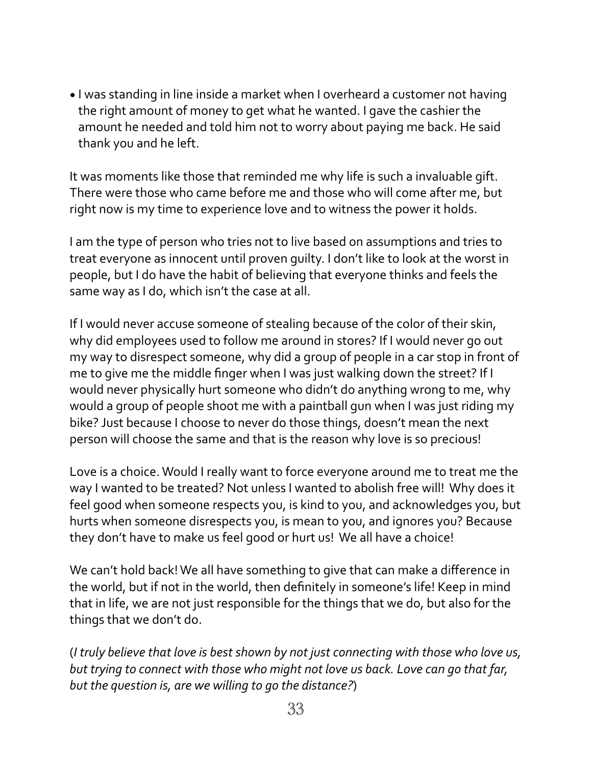- I was standing in line inside a market when I overheard a customer not having the right amount of money to get what he wanted. I gave the cashier the amount he needed and told him not to worry about paying me back. He said thank you and he left.

It was moments like those that reminded me why life is such a invaluable gift. There were those who came before me and those who will come after me, but right now is my time to experience love and to witness the power it holds.

I am the type of person who tries not to live based on assumptions and tries to treat everyone as innocent until proven guilty. I don't like to look at the worst in people, but I do have the habit of believing that everyone thinks and feels the same way as I do, which isn't the case at all.

If I would never accuse someone of stealing because of the color of their skin, why did employees used to follow me around in stores? If I would never go out my way to disrespect someone, why did a group of people in a car stop in front of me to give me the middle finger when I was just walking down the street? If I would never physically hurt someone who didn't do anything wrong to me, why would a group of people shoot me with a paintball gun when I was just riding my bike? Just because I choose to never do those things, doesn't mean the next person will choose the same and that is the reason why love is so precious!

Love is a choice. Would I really want to force everyone around me to treat me the way I wanted to be treated? Not unless I wanted to abolish free will! Why does it feel good when someone respects you, is kind to you, and acknowledges you, but hurts when someone disrespects you, is mean to you, and ignores you? Because they don't have to make us feel good or hurt us! We all have a choice!

We can't hold back! We all have something to give that can make a difference in the world, but if not in the world, then definitely in someone's life! Keep in mind that in life, we are not just responsible for the things that we do, but also for the things that we don't do.

(*I truly believe that love is best shown by not just connecting with those who love us, but trying to connect with those who might not love us back. Love can go that far, but the question is, are we willing to go the distance?*)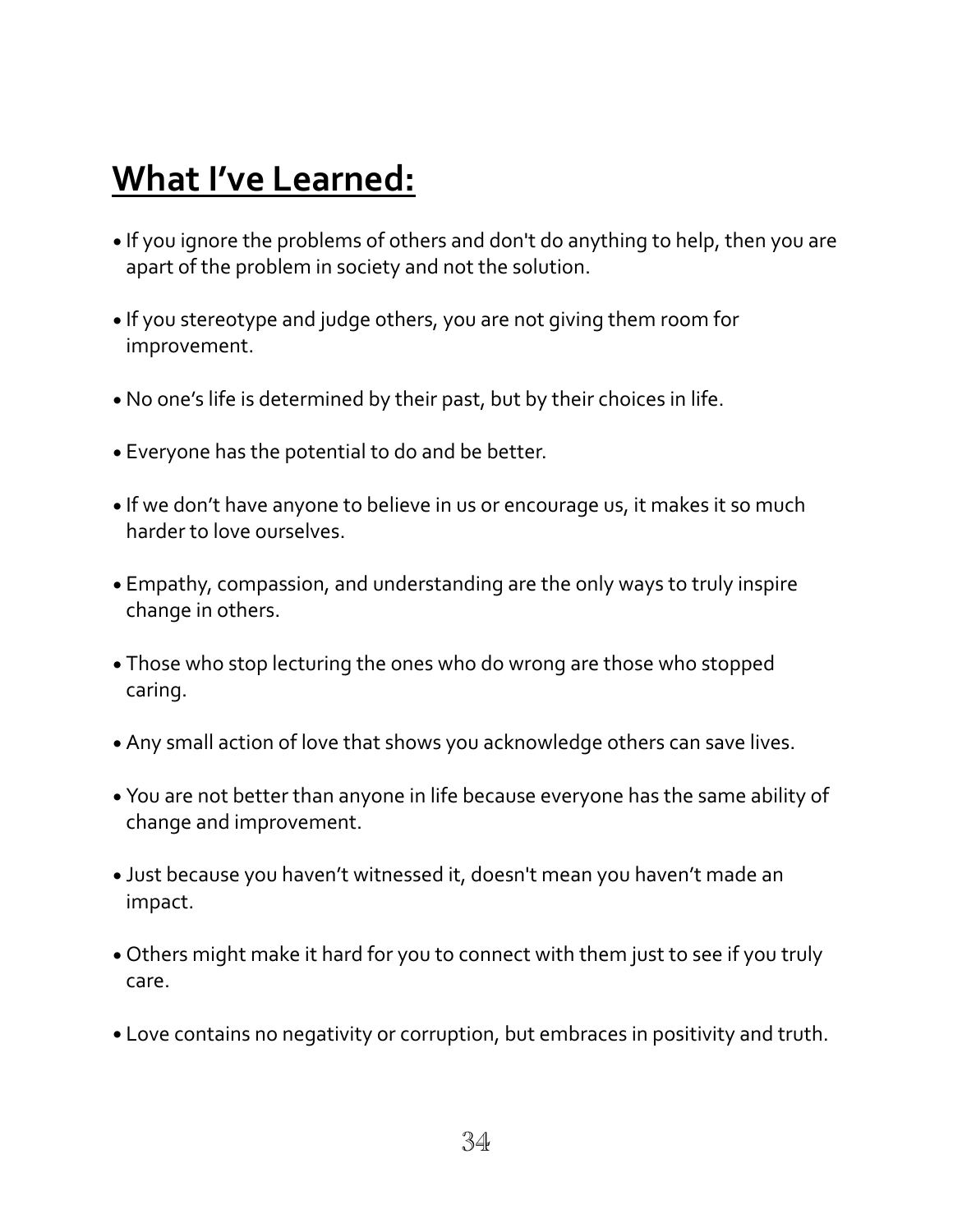## **What I've Learned:**

- If you ignore the problems of others and don't do anything to help, then you are apart of the problem in society and not the solution.
- If you stereotype and judge others, you are not giving them room for improvement.
- No one's life is determined by their past, but by their choices in life.
- Everyone has the potential to do and be better.
- If we don't have anyone to believe in us or encourage us, it makes it so much harder to love ourselves.
- Empathy, compassion, and understanding are the only ways to truly inspire change in others.
- Those who stop lecturing the ones who do wrong are those who stopped caring.
- Any small action of love that shows you acknowledge others can save lives.
- You are not better than anyone in life because everyone has the same ability of change and improvement.
- Just because you haven't witnessed it, doesn't mean you haven't made an impact.
- Others might make it hard for you to connect with them just to see if you truly care.
- Love contains no negativity or corruption, but embraces in positivity and truth.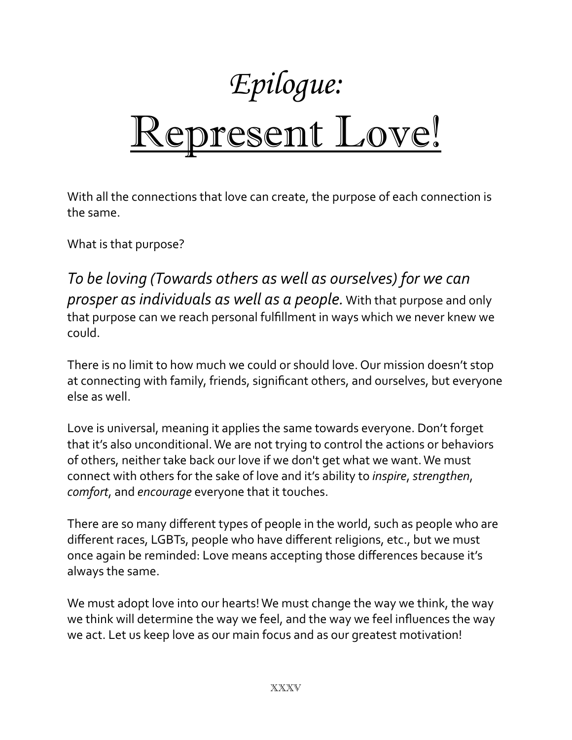# *Epilogue:*
# Represent Love!

With all the connections that love can create, the purpose of each connection is the same.

What is that purpose?

*To be loving (Towards others as well as ourselves) for we can prosper as individuals as well as a people.* With that purpose and only that purpose can we reach personal fulfillment in ways which we never knew we could.

There is no limit to how much we could or should love. Our mission doesn't stop at connecting with family, friends, significant others, and ourselves, but everyone else as well.

Love is universal, meaning it applies the same towards everyone. Don't forget that it's also unconditional. We are not trying to control the actions or behaviors of others, neither take back our love if we don't get what we want. We must connect with others for the sake of love and it's ability to *inspire*, *strengthen*, *comfort*, and *encourage* everyone that it touches.

There are so many different types of people in the world, such as people who are different races, LGBTs, people who have different religions, etc., but we must once again be reminded: Love means accepting those differences because it's always the same.

We must adopt love into our hearts! We must change the way we think, the way we think will determine the way we feel, and the way we feel influences the way we act. Let us keep love as our main focus and as our greatest motivation!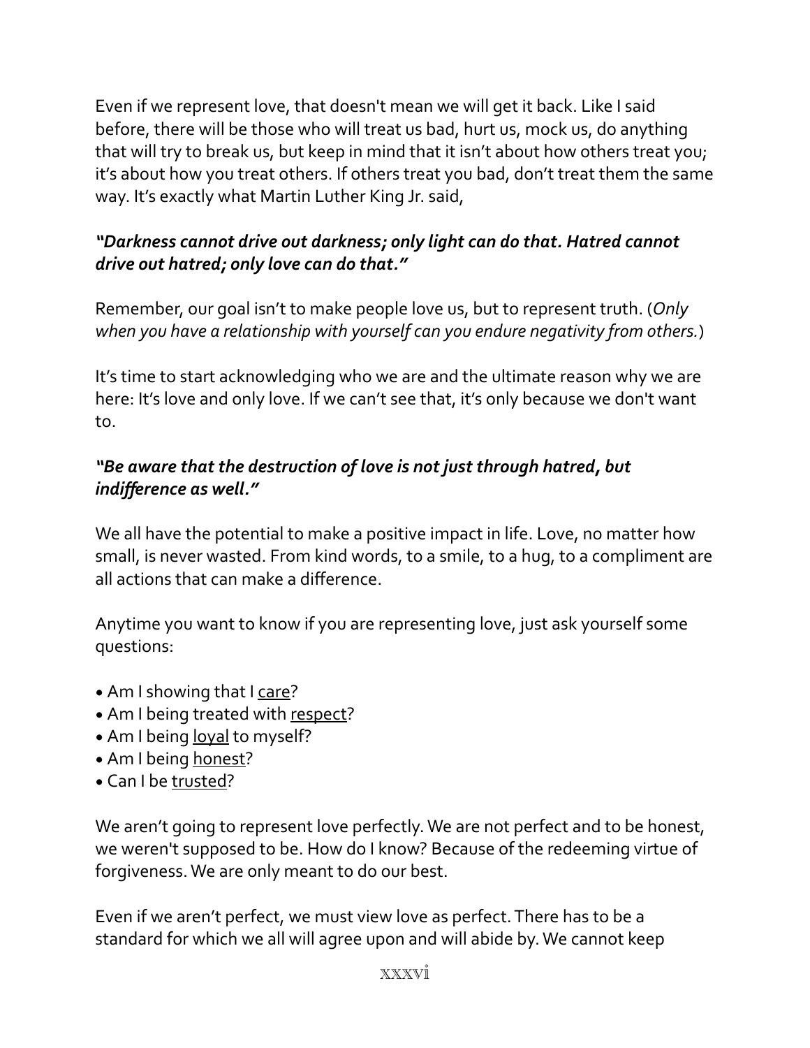Even if we represent love, that doesn't mean we will get it back. Like I said before, there will be those who will treat us bad, hurt us, mock us, do anything that will try to break us, but keep in mind that it isn't about how others treat you; it's about how you treat others. If others treat you bad, don't treat them the same way. It's exactly what Martin Luther King Jr. said,

***"Darkness cannot drive out darkness; only light can do that. Hatred cannot drive out hatred; only love can do that."***

Remember, our goal isn't to make people love us, but to represent truth. (*Only when you have a relationship with yourself can you endure negativity from others.*)

It's time to start acknowledging who we are and the ultimate reason why we are here: It's love and only love. If we can't see that, it's only because we don't want to.

***"Be aware that the destruction of love is not just through hatred, but indifference as well."***

We all have the potential to make a positive impact in life. Love, no matter how small, is never wasted. From kind words, to a smile, to a hug, to a compliment are all actions that can make a difference.

Anytime you want to know if you are representing love, just ask yourself some questions:

- Am I showing that I <u>care</u>?
- Am I being treated with <u>respect</u>?
- Am I being <u>loyal</u> to myself?
- Am I being <u>honest</u>?
- Can I be <u>trusted</u>?

We aren't going to represent love perfectly. We are not perfect and to be honest, we weren't supposed to be. How do I know? Because of the redeeming virtue of forgiveness. We are only meant to do our best.

Even if we aren't perfect, we must view love as perfect. There has to be a standard for which we all will agree upon and will abide by. We cannot keep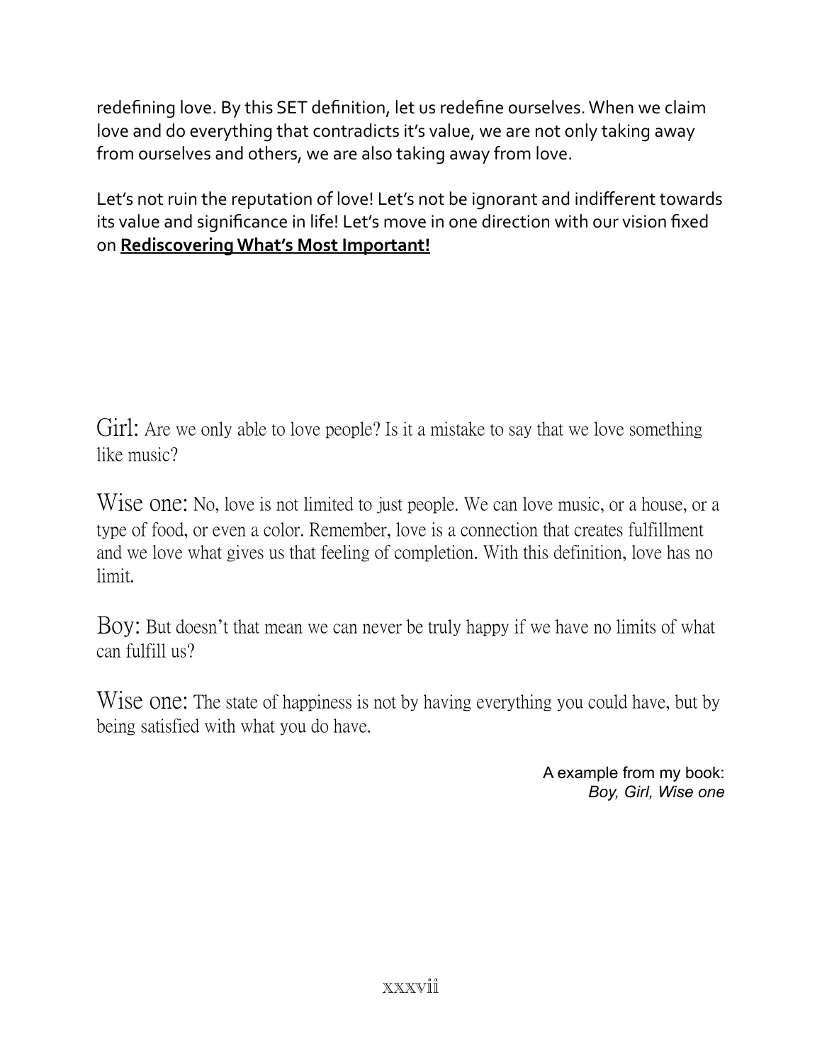redefining love. By this SET definition, let us redefine ourselves. When we claim love and do everything that contradicts it's value, we are not only taking away from ourselves and others, we are also taking away from love.

Let's not ruin the reputation of love! Let's not be ignorant and indifferent towards its value and significance in life! Let's move in one direction with our vision fixed on **Rediscovering What's Most Important!**

Girl: Are we only able to love people? Is it a mistake to say that we love something like music?

Wise one: No, love is not limited to just people. We can love music, or a house, or a type of food, or even a color. Remember, love is a connection that creates fulfillment and we love what gives us that feeling of completion. With this definition, love has no limit.

Boy: But doesn't that mean we can never be truly happy if we have no limits of what can fulfill us?

Wise one: The state of happiness is not by having everything you could have, but by being satisfied with what you do have.

A example from my book:
*Boy, Girl, Wise one*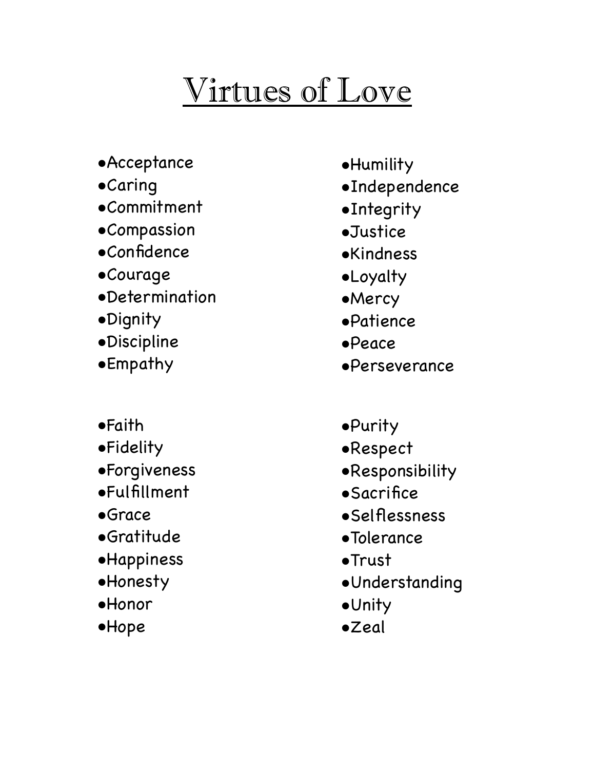# Virtues of Love

- Acceptance
- Caring
- Commitment
- Compassion
- Confidence
- Courage
- Determination
- Dignity
- Discipline
- Empathy
- Humility
- Independence
- Integrity
- Justice
- Kindness
- Loyalty
- Mercy
- Patience
- Peace
- Perseverance
- Faith
- Fidelity
- Forgiveness
- Fulfillment
- Grace
- Gratitude
- Happiness
- Honesty
- Honor
- Hope
- Purity
- Respect
- Responsibility
- Sacrifice
- Selflessness
- Tolerance
- Trust
- Understanding
- Unity
- Zeal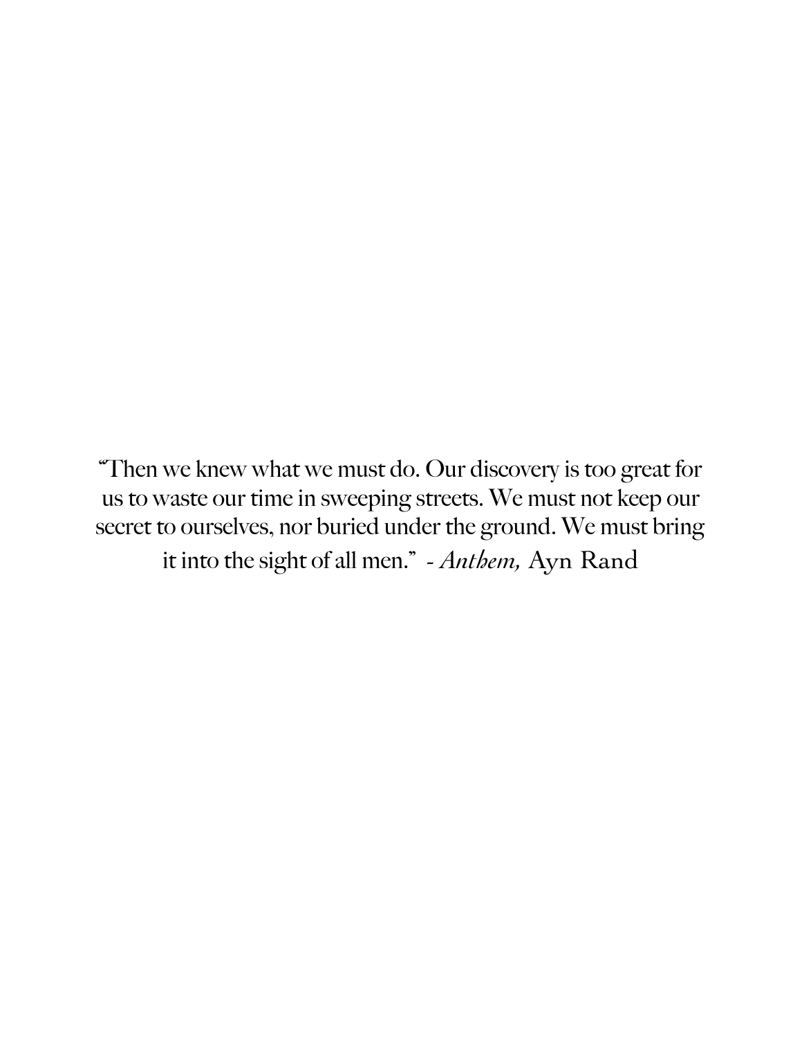"Then we knew what we must do. Our discovery is too great for us to waste our time in sweeping streets. We must not keep our secret to ourselves, nor buried under the ground. We must bring it into the sight of all men." - *Anthem,* Ayn Rand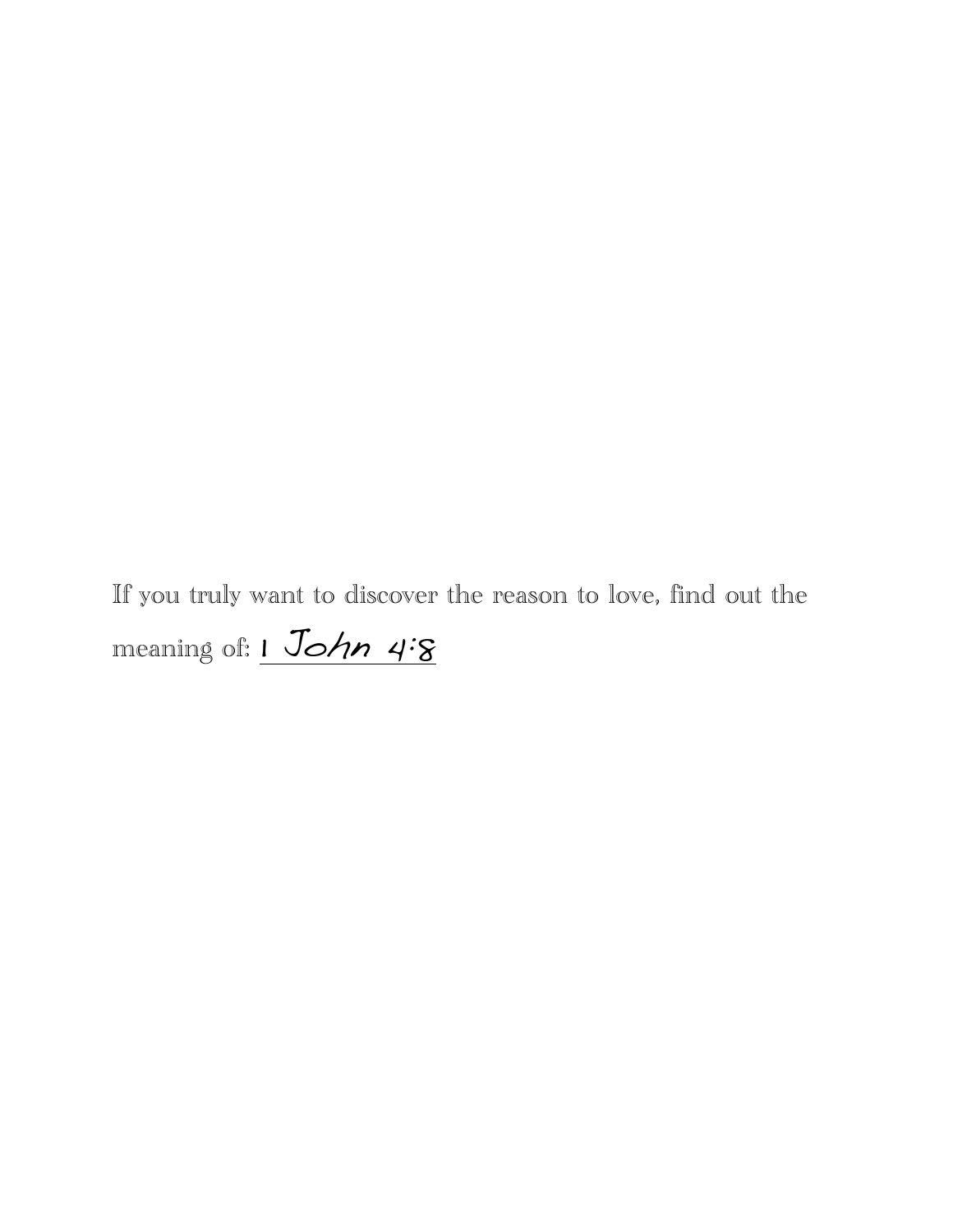If you truly want to discover the reason to love, find out the meaning of: 1 John 4:8